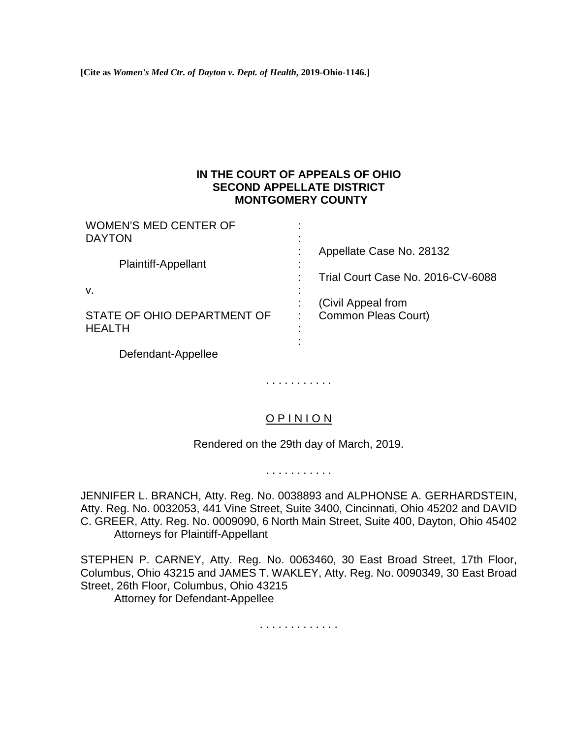**[Cite as *Women's Med Ctr. of Dayton v. Dept. of Health*, 2019-Ohio-1146.]**

**IN THE COURT OF APPEALS OF OHIO**
**SECOND APPELLATE DISTRICT**
**MONTGOMERY COUNTY**

| | | |
|---|---|---|
| WOMEN'S MED CENTER OF DAYTON | : | Appellate Case No. 28132 |
| Plaintiff-Appellant | : | Trial Court Case No. 2016-CV-6088 |
| v. | : | (Civil Appeal from Common Pleas Court) |
| STATE OF OHIO DEPARTMENT OF HEALTH | : | |
| Defendant-Appellee | : | |

. . . . . . . . . . .

O P I N I O N

Rendered on the 29th day of March, 2019.

. . . . . . . . . . .

JENNIFER L. BRANCH, Atty. Reg. No. 0038893 and ALPHONSE A. GERHARDSTEIN, Atty. Reg. No. 0032053, 441 Vine Street, Suite 3400, Cincinnati, Ohio 45202 and DAVID C. GREER, Atty. Reg. No. 0009090, 6 North Main Street, Suite 400, Dayton, Ohio 45402
Attorneys for Plaintiff-Appellant

STEPHEN P. CARNEY, Atty. Reg. No. 0063460, 30 East Broad Street, 17th Floor, Columbus, Ohio 43215 and JAMES T. WAKLEY, Atty. Reg. No. 0090349, 30 East Broad Street, 26th Floor, Columbus, Ohio 43215
Attorney for Defendant-Appellee

. . . . . . . . . . . . .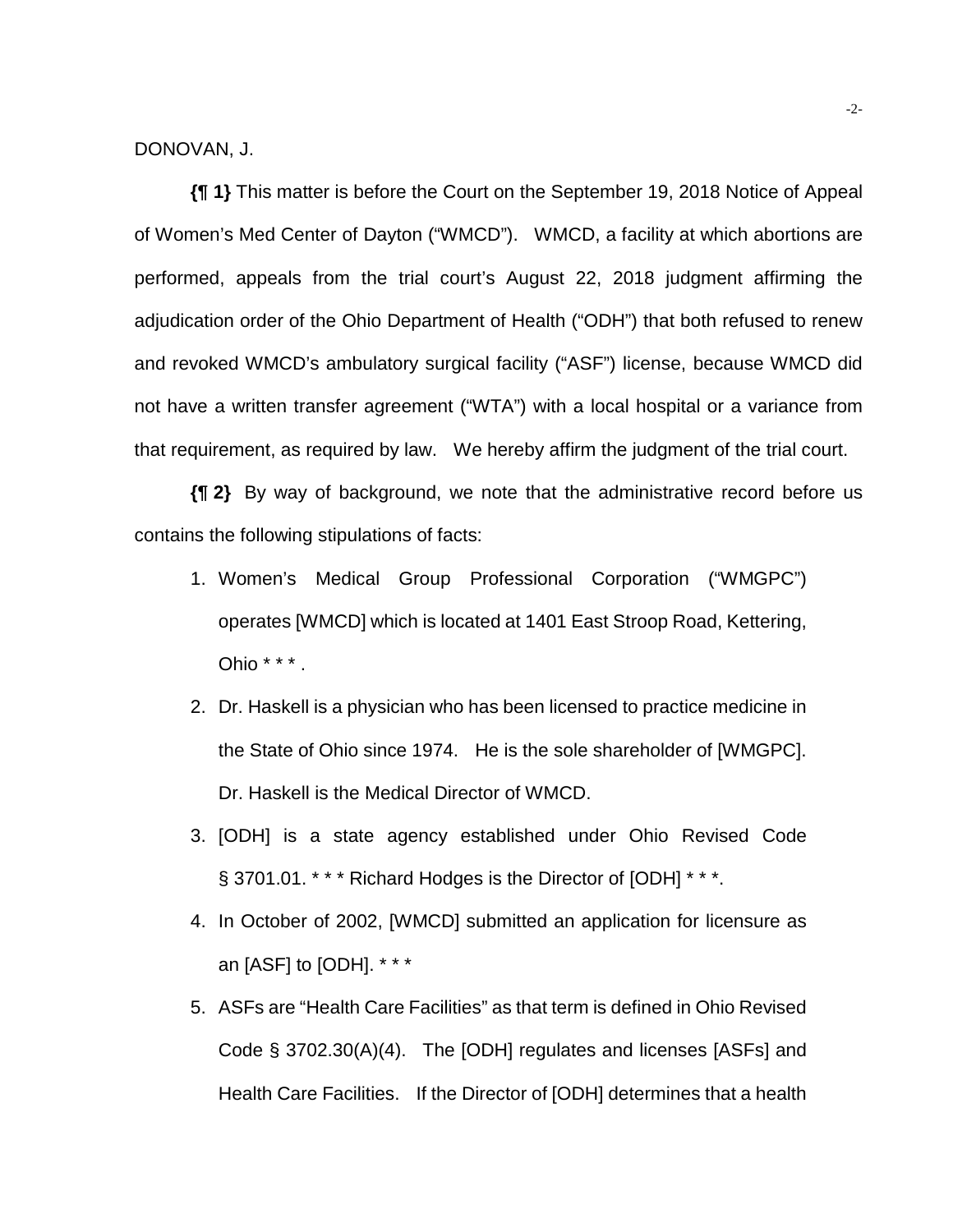DONOVAN, J.

**{¶ 1}** This matter is before the Court on the September 19, 2018 Notice of Appeal of Women's Med Center of Dayton ("WMCD"). WMCD, a facility at which abortions are performed, appeals from the trial court's August 22, 2018 judgment affirming the adjudication order of the Ohio Department of Health ("ODH") that both refused to renew and revoked WMCD's ambulatory surgical facility ("ASF") license, because WMCD did not have a written transfer agreement ("WTA") with a local hospital or a variance from that requirement, as required by law. We hereby affirm the judgment of the trial court.

**{¶ 2}** By way of background, we note that the administrative record before us contains the following stipulations of facts:

1. Women's Medical Group Professional Corporation ("WMGPC") operates [WMCD] which is located at 1401 East Stroop Road, Kettering, Ohio * * * .
2. Dr. Haskell is a physician who has been licensed to practice medicine in the State of Ohio since 1974. He is the sole shareholder of [WMGPC]. Dr. Haskell is the Medical Director of WMCD.
3. [ODH] is a state agency established under Ohio Revised Code § 3701.01. * * * Richard Hodges is the Director of [ODH] * * *.
4. In October of 2002, [WMCD] submitted an application for licensure as an [ASF] to [ODH]. * * *
5. ASFs are "Health Care Facilities" as that term is defined in Ohio Revised Code § 3702.30(A)(4). The [ODH] regulates and licenses [ASFs] and Health Care Facilities. If the Director of [ODH] determines that a health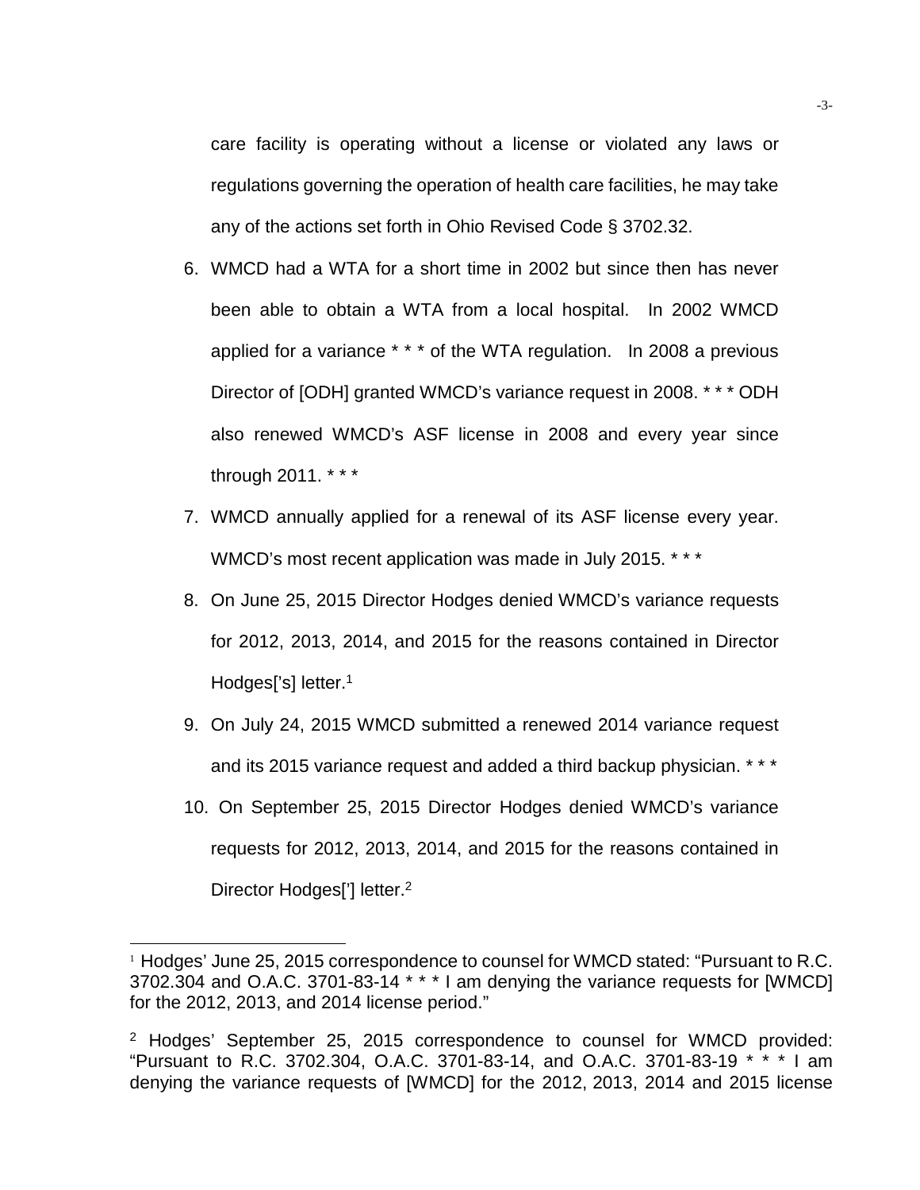care facility is operating without a license or violated any laws or regulations governing the operation of health care facilities, he may take any of the actions set forth in Ohio Revised Code § 3702.32.

6. WMCD had a WTA for a short time in 2002 but since then has never been able to obtain a WTA from a local hospital. In 2002 WMCD applied for a variance * * * of the WTA regulation. In 2008 a previous Director of [ODH] granted WMCD's variance request in 2008. * * * ODH also renewed WMCD's ASF license in 2008 and every year since through 2011. * * *

7. WMCD annually applied for a renewal of its ASF license every year. WMCD's most recent application was made in July 2015. * * *

8. On June 25, 2015 Director Hodges denied WMCD's variance requests for 2012, 2013, 2014, and 2015 for the reasons contained in Director Hodges['s] letter.[1]

9. On July 24, 2015 WMCD submitted a renewed 2014 variance request and its 2015 variance request and added a third backup physician. * * *

10. On September 25, 2015 Director Hodges denied WMCD's variance requests for 2012, 2013, 2014, and 2015 for the reasons contained in Director Hodges['] letter.[2]

---

[1] Hodges' June 25, 2015 correspondence to counsel for WMCD stated: "Pursuant to R.C. 3702.304 and O.A.C. 3701-83-14 * * * I am denying the variance requests for [WMCD] for the 2012, 2013, and 2014 license period."

[2] Hodges' September 25, 2015 correspondence to counsel for WMCD provided: "Pursuant to R.C. 3702.304, O.A.C. 3701-83-14, and O.A.C. 3701-83-19 * * * I am denying the variance requests of [WMCD] for the 2012, 2013, 2014 and 2015 license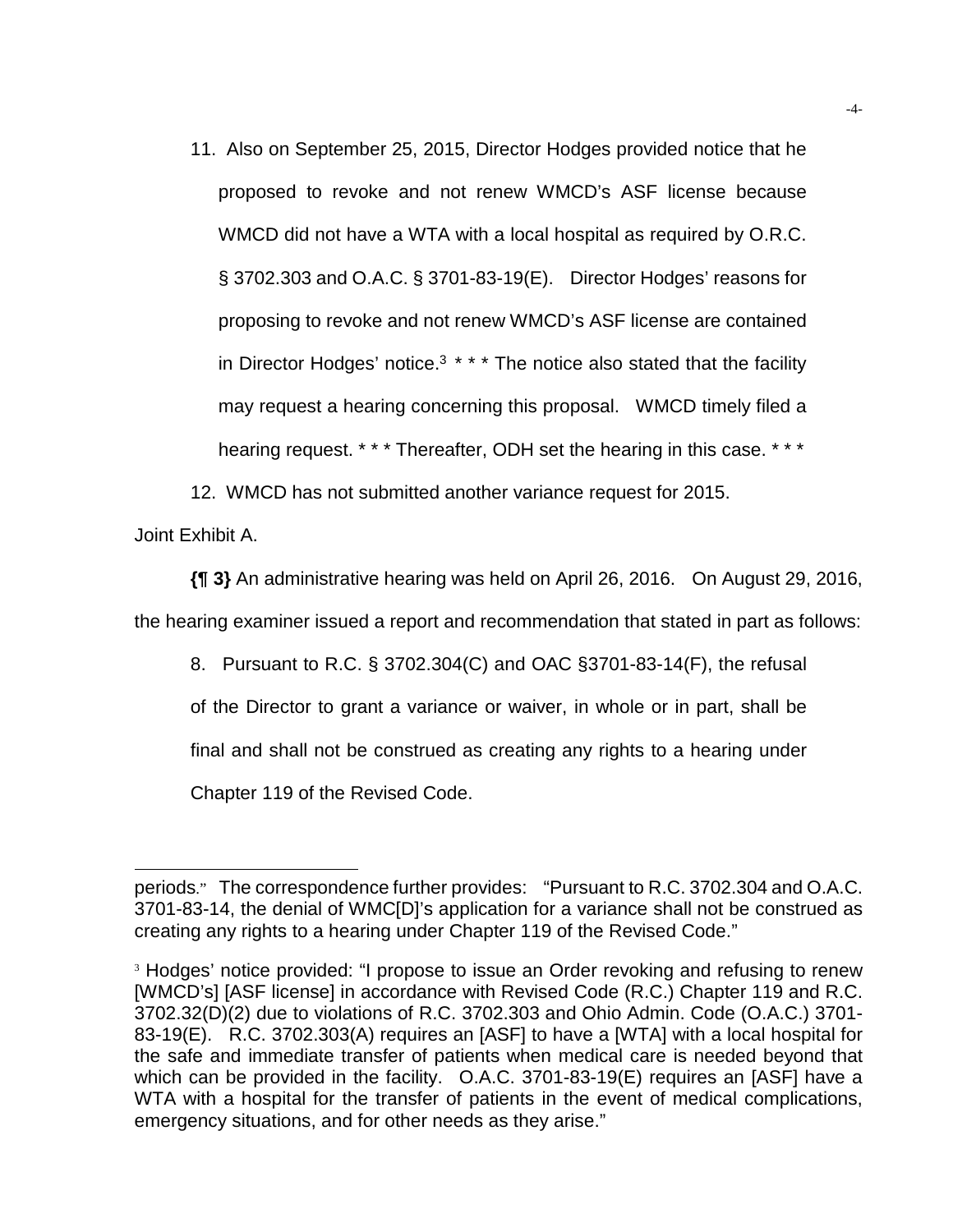> 11. Also on September 25, 2015, Director Hodges provided notice that he proposed to revoke and not renew WMCD's ASF license because WMCD did not have a WTA with a local hospital as required by O.R.C. § 3702.303 and O.A.C. § 3701-83-19(E). Director Hodges' reasons for proposing to revoke and not renew WMCD's ASF license are contained in Director Hodges' notice.[3] * * * The notice also stated that the facility may request a hearing concerning this proposal. WMCD timely filed a hearing request. * * * Thereafter, ODH set the hearing in this case. * * *
>
> 12. WMCD has not submitted another variance request for 2015.

Joint Exhibit A.

**{¶ 3}** An administrative hearing was held on April 26, 2016. On August 29, 2016, the hearing examiner issued a report and recommendation that stated in part as follows:

> 8. Pursuant to R.C. § 3702.304(C) and OAC §3701-83-14(F), the refusal of the Director to grant a variance or waiver, in whole or in part, shall be final and shall not be construed as creating any rights to a hearing under Chapter 119 of the Revised Code.

---

periods." The correspondence further provides: "Pursuant to R.C. 3702.304 and O.A.C. 3701-83-14, the denial of WMC[D]'s application for a variance shall not be construed as creating any rights to a hearing under Chapter 119 of the Revised Code."

[3] Hodges' notice provided: "I propose to issue an Order revoking and refusing to renew [WMCD's] [ASF license] in accordance with Revised Code (R.C.) Chapter 119 and R.C. 3702.32(D)(2) due to violations of R.C. 3702.303 and Ohio Admin. Code (O.A.C.) 3701-83-19(E). R.C. 3702.303(A) requires an [ASF] to have a [WTA] with a local hospital for the safe and immediate transfer of patients when medical care is needed beyond that which can be provided in the facility. O.A.C. 3701-83-19(E) requires an [ASF] have a WTA with a hospital for the transfer of patients in the event of medical complications, emergency situations, and for other needs as they arise."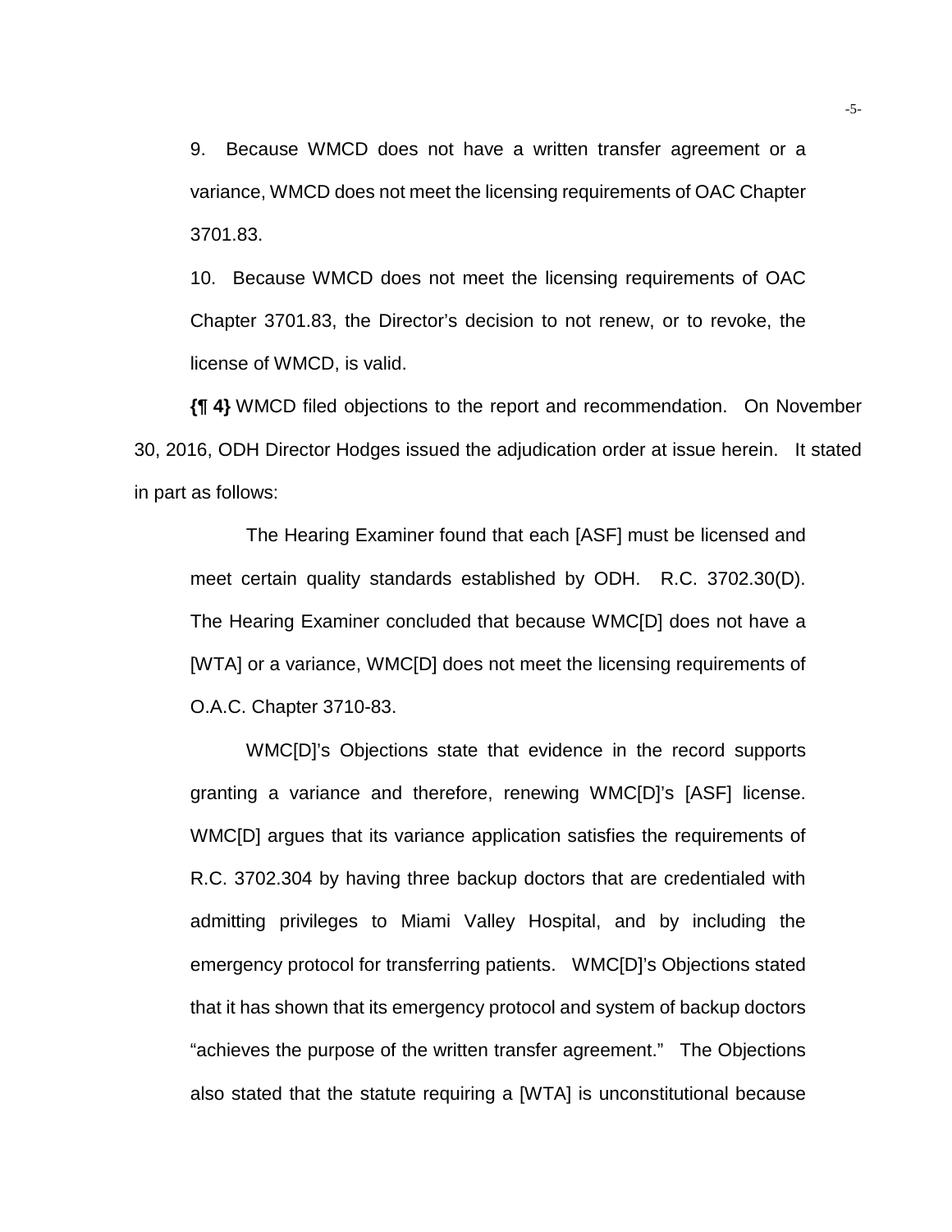9. Because WMCD does not have a written transfer agreement or a variance, WMCD does not meet the licensing requirements of OAC Chapter 3701.83.

10. Because WMCD does not meet the licensing requirements of OAC Chapter 3701.83, the Director's decision to not renew, or to revoke, the license of WMCD, is valid.

**{¶ 4}** WMCD filed objections to the report and recommendation. On November 30, 2016, ODH Director Hodges issued the adjudication order at issue herein. It stated in part as follows:

> The Hearing Examiner found that each [ASF] must be licensed and meet certain quality standards established by ODH. R.C. 3702.30(D). The Hearing Examiner concluded that because WMC[D] does not have a [WTA] or a variance, WMC[D] does not meet the licensing requirements of O.A.C. Chapter 3710-83.
>
> WMC[D]'s Objections state that evidence in the record supports granting a variance and therefore, renewing WMC[D]'s [ASF] license. WMC[D] argues that its variance application satisfies the requirements of R.C. 3702.304 by having three backup doctors that are credentialed with admitting privileges to Miami Valley Hospital, and by including the emergency protocol for transferring patients. WMC[D]'s Objections stated that it has shown that its emergency protocol and system of backup doctors "achieves the purpose of the written transfer agreement." The Objections also stated that the statute requiring a [WTA] is unconstitutional because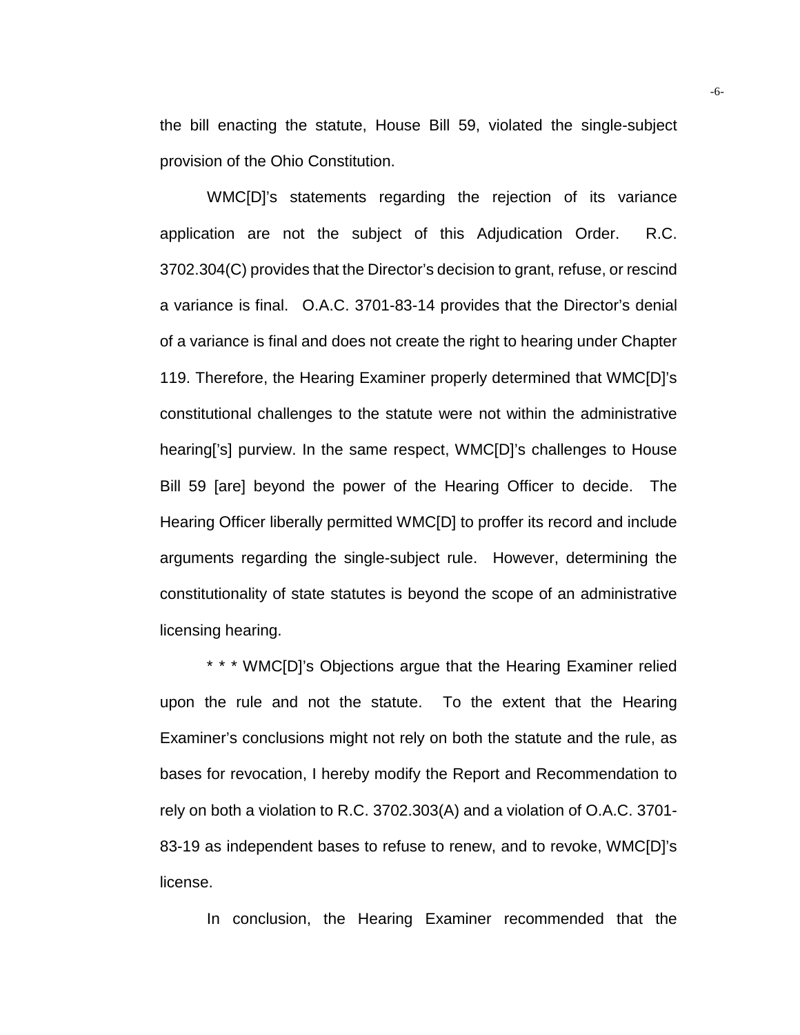the bill enacting the statute, House Bill 59, violated the single-subject provision of the Ohio Constitution.

WMC[D]'s statements regarding the rejection of its variance application are not the subject of this Adjudication Order. R.C. 3702.304(C) provides that the Director's decision to grant, refuse, or rescind a variance is final. O.A.C. 3701-83-14 provides that the Director's denial of a variance is final and does not create the right to hearing under Chapter 119. Therefore, the Hearing Examiner properly determined that WMC[D]'s constitutional challenges to the statute were not within the administrative hearing['s] purview. In the same respect, WMC[D]'s challenges to House Bill 59 [are] beyond the power of the Hearing Officer to decide. The Hearing Officer liberally permitted WMC[D] to proffer its record and include arguments regarding the single-subject rule. However, determining the constitutionality of state statutes is beyond the scope of an administrative licensing hearing.

* * * WMC[D]'s Objections argue that the Hearing Examiner relied upon the rule and not the statute. To the extent that the Hearing Examiner's conclusions might not rely on both the statute and the rule, as bases for revocation, I hereby modify the Report and Recommendation to rely on both a violation to R.C. 3702.303(A) and a violation of O.A.C. 3701-83-19 as independent bases to refuse to renew, and to revoke, WMC[D]'s license.

In conclusion, the Hearing Examiner recommended that the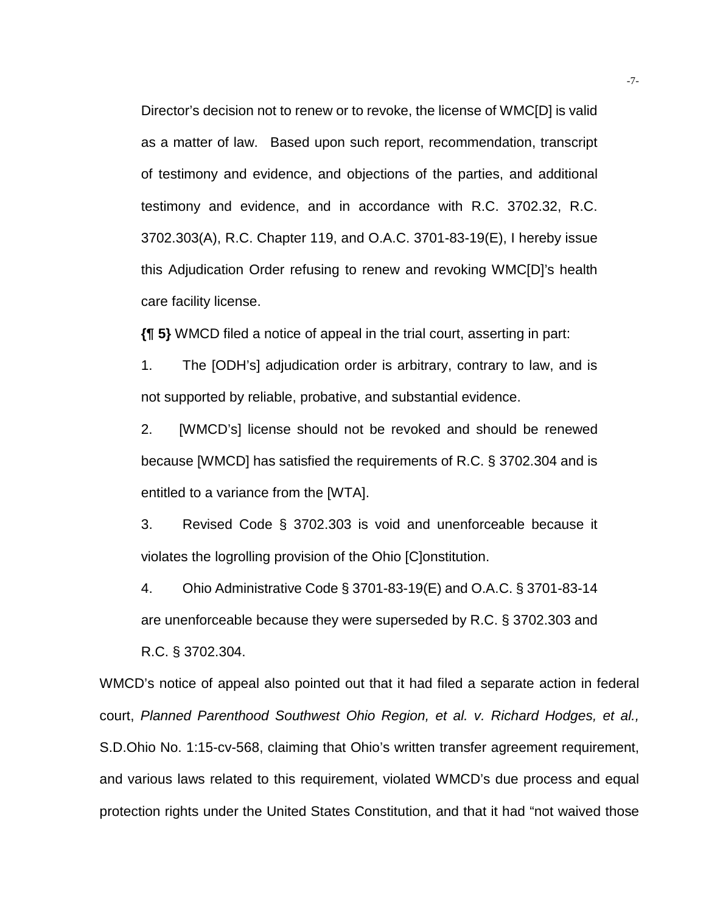> Director's decision not to renew or to revoke, the license of WMC[D] is valid as a matter of law. Based upon such report, recommendation, transcript of testimony and evidence, and objections of the parties, and additional testimony and evidence, and in accordance with R.C. 3702.32, R.C. 3702.303(A), R.C. Chapter 119, and O.A.C. 3701-83-19(E), I hereby issue this Adjudication Order refusing to renew and revoking WMC[D]'s health care facility license.

**{¶ 5}** WMCD filed a notice of appeal in the trial court, asserting in part:

> 1. The [ODH's] adjudication order is arbitrary, contrary to law, and is not supported by reliable, probative, and substantial evidence.
>
> 2. [WMCD's] license should not be revoked and should be renewed because [WMCD] has satisfied the requirements of R.C. § 3702.304 and is entitled to a variance from the [WTA].
>
> 3. Revised Code § 3702.303 is void and unenforceable because it violates the logrolling provision of the Ohio [C]onstitution.
>
> 4. Ohio Administrative Code § 3701-83-19(E) and O.A.C. § 3701-83-14 are unenforceable because they were superseded by R.C. § 3702.303 and R.C. § 3702.304.

WMCD's notice of appeal also pointed out that it had filed a separate action in federal court, *Planned Parenthood Southwest Ohio Region, et al. v. Richard Hodges, et al.,* S.D.Ohio No. 1:15-cv-568, claiming that Ohio's written transfer agreement requirement, and various laws related to this requirement, violated WMCD's due process and equal protection rights under the United States Constitution, and that it had "not waived those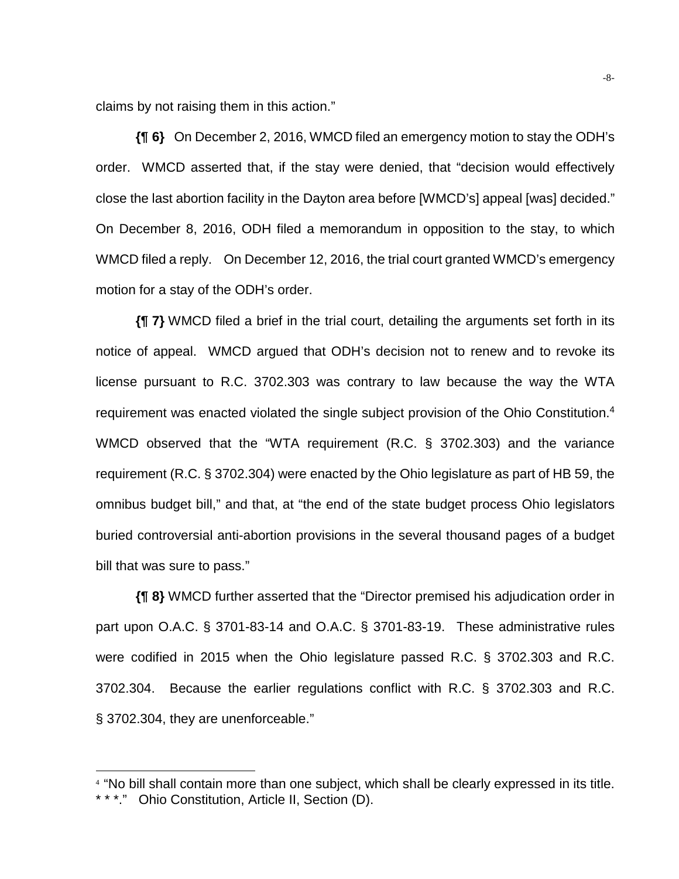claims by not raising them in this action."

**{¶ 6}** On December 2, 2016, WMCD filed an emergency motion to stay the ODH's order. WMCD asserted that, if the stay were denied, that "decision would effectively close the last abortion facility in the Dayton area before [WMCD's] appeal [was] decided." On December 8, 2016, ODH filed a memorandum in opposition to the stay, to which WMCD filed a reply. On December 12, 2016, the trial court granted WMCD's emergency motion for a stay of the ODH's order.

**{¶ 7}** WMCD filed a brief in the trial court, detailing the arguments set forth in its notice of appeal. WMCD argued that ODH's decision not to renew and to revoke its license pursuant to R.C. 3702.303 was contrary to law because the way the WTA requirement was enacted violated the single subject provision of the Ohio Constitution.[4] WMCD observed that the "WTA requirement (R.C. § 3702.303) and the variance requirement (R.C. § 3702.304) were enacted by the Ohio legislature as part of HB 59, the omnibus budget bill," and that, at "the end of the state budget process Ohio legislators buried controversial anti-abortion provisions in the several thousand pages of a budget bill that was sure to pass."

**{¶ 8}** WMCD further asserted that the "Director premised his adjudication order in part upon O.A.C. § 3701-83-14 and O.A.C. § 3701-83-19. These administrative rules were codified in 2015 when the Ohio legislature passed R.C. § 3702.303 and R.C. 3702.304. Because the earlier regulations conflict with R.C. § 3702.303 and R.C. § 3702.304, they are unenforceable."

---

[4] "No bill shall contain more than one subject, which shall be clearly expressed in its title. * * *." Ohio Constitution, Article II, Section (D).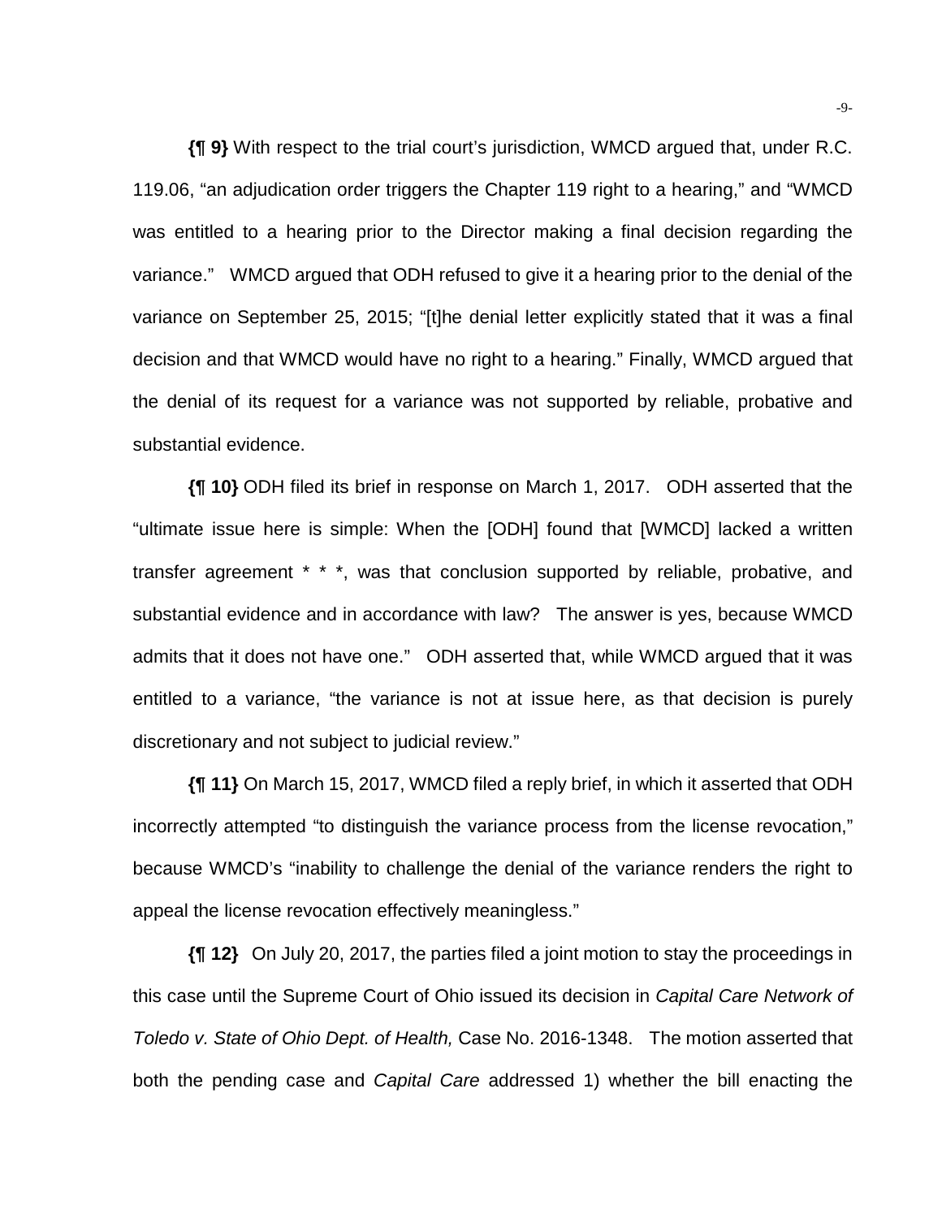**{¶ 9}** With respect to the trial court's jurisdiction, WMCD argued that, under R.C. 119.06, "an adjudication order triggers the Chapter 119 right to a hearing," and "WMCD was entitled to a hearing prior to the Director making a final decision regarding the variance." WMCD argued that ODH refused to give it a hearing prior to the denial of the variance on September 25, 2015; "[t]he denial letter explicitly stated that it was a final decision and that WMCD would have no right to a hearing." Finally, WMCD argued that the denial of its request for a variance was not supported by reliable, probative and substantial evidence.

**{¶ 10}** ODH filed its brief in response on March 1, 2017. ODH asserted that the "ultimate issue here is simple: When the [ODH] found that [WMCD] lacked a written transfer agreement * * *, was that conclusion supported by reliable, probative, and substantial evidence and in accordance with law? The answer is yes, because WMCD admits that it does not have one." ODH asserted that, while WMCD argued that it was entitled to a variance, "the variance is not at issue here, as that decision is purely discretionary and not subject to judicial review."

**{¶ 11}** On March 15, 2017, WMCD filed a reply brief, in which it asserted that ODH incorrectly attempted "to distinguish the variance process from the license revocation," because WMCD's "inability to challenge the denial of the variance renders the right to appeal the license revocation effectively meaningless."

**{¶ 12}** On July 20, 2017, the parties filed a joint motion to stay the proceedings in this case until the Supreme Court of Ohio issued its decision in *Capital Care Network of Toledo v. State of Ohio Dept. of Health,* Case No. 2016-1348. The motion asserted that both the pending case and *Capital Care* addressed 1) whether the bill enacting the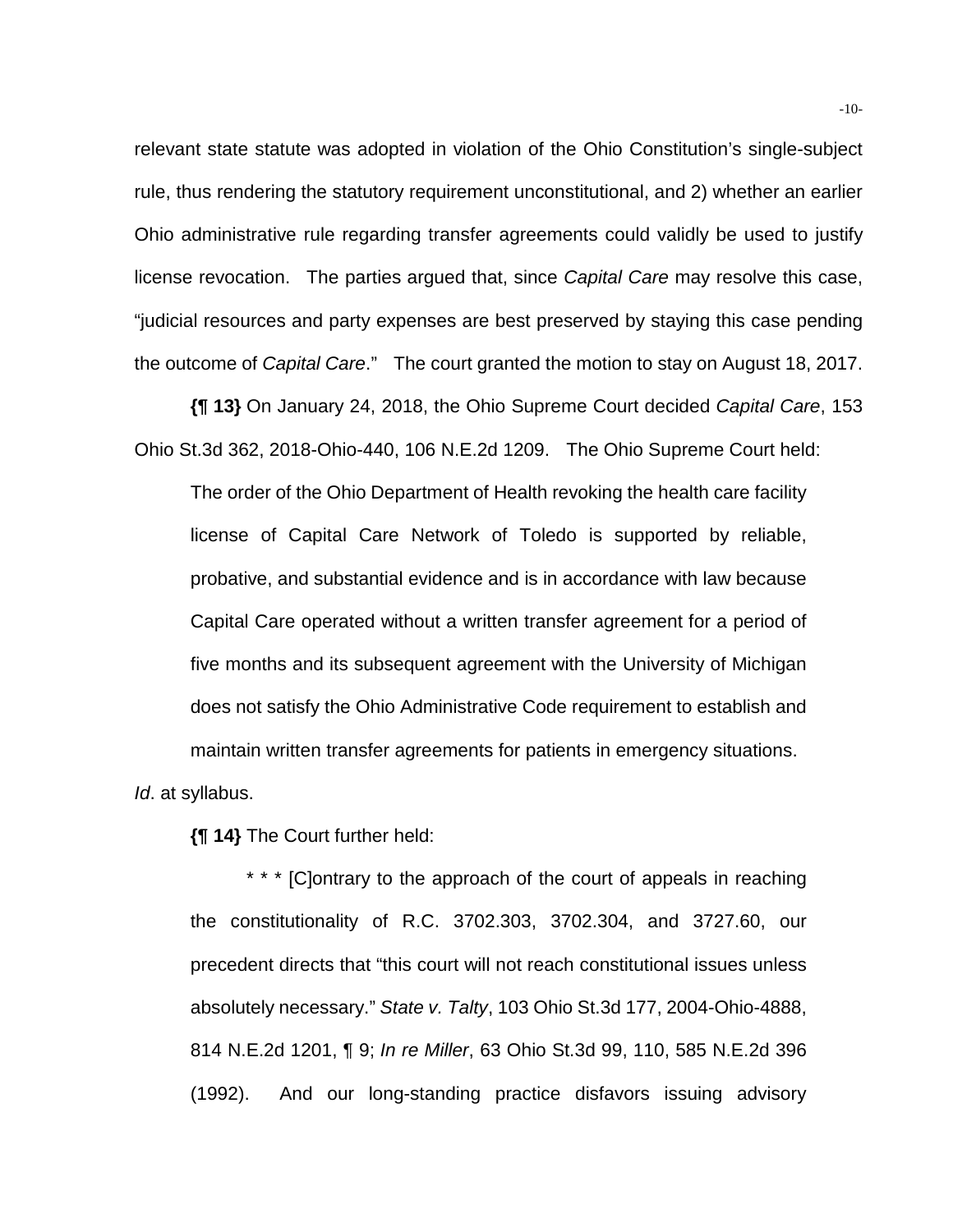relevant state statute was adopted in violation of the Ohio Constitution's single-subject rule, thus rendering the statutory requirement unconstitutional, and 2) whether an earlier Ohio administrative rule regarding transfer agreements could validly be used to justify license revocation. The parties argued that, since *Capital Care* may resolve this case, "judicial resources and party expenses are best preserved by staying this case pending the outcome of *Capital Care*." The court granted the motion to stay on August 18, 2017.

**{¶ 13}** On January 24, 2018, the Ohio Supreme Court decided *Capital Care*, 153 Ohio St.3d 362, 2018-Ohio-440, 106 N.E.2d 1209. The Ohio Supreme Court held:

> The order of the Ohio Department of Health revoking the health care facility license of Capital Care Network of Toledo is supported by reliable, probative, and substantial evidence and is in accordance with law because Capital Care operated without a written transfer agreement for a period of five months and its subsequent agreement with the University of Michigan does not satisfy the Ohio Administrative Code requirement to establish and maintain written transfer agreements for patients in emergency situations.

*Id*. at syllabus.

**{¶ 14}** The Court further held:

> \* \* \* [C]ontrary to the approach of the court of appeals in reaching the constitutionality of R.C. 3702.303, 3702.304, and 3727.60, our precedent directs that "this court will not reach constitutional issues unless absolutely necessary." *State v. Talty*, 103 Ohio St.3d 177, 2004-Ohio-4888, 814 N.E.2d 1201, ¶ 9; *In re Miller*, 63 Ohio St.3d 99, 110, 585 N.E.2d 396 (1992). And our long-standing practice disfavors issuing advisory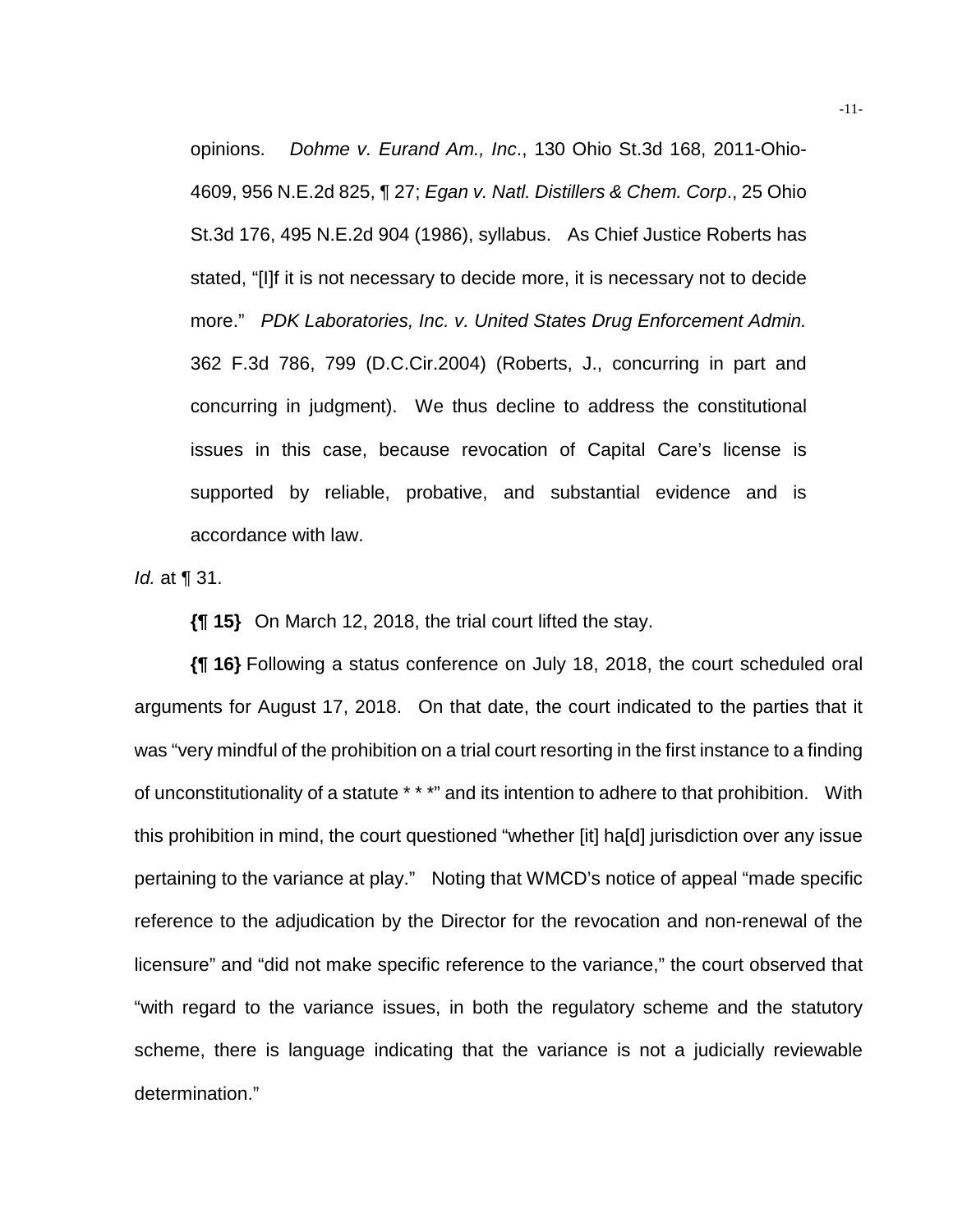> opinions. *Dohme v. Eurand Am., Inc*., 130 Ohio St.3d 168, 2011-Ohio-4609, 956 N.E.2d 825, ¶ 27; *Egan v. Natl. Distillers & Chem. Corp*., 25 Ohio St.3d 176, 495 N.E.2d 904 (1986), syllabus. As Chief Justice Roberts has stated, "[I]f it is not necessary to decide more, it is necessary not to decide more." *PDK Laboratories, Inc. v. United States Drug Enforcement Admin.* 362 F.3d 786, 799 (D.C.Cir.2004) (Roberts, J., concurring in part and concurring in judgment). We thus decline to address the constitutional issues in this case, because revocation of Capital Care's license is supported by reliable, probative, and substantial evidence and is accordance with law.

*Id.* at ¶ 31.

**{¶ 15}** On March 12, 2018, the trial court lifted the stay.

**{¶ 16}** Following a status conference on July 18, 2018, the court scheduled oral arguments for August 17, 2018. On that date, the court indicated to the parties that it was "very mindful of the prohibition on a trial court resorting in the first instance to a finding of unconstitutionality of a statute * * *" and its intention to adhere to that prohibition. With this prohibition in mind, the court questioned "whether [it] ha[d] jurisdiction over any issue pertaining to the variance at play." Noting that WMCD's notice of appeal "made specific reference to the adjudication by the Director for the revocation and non-renewal of the licensure" and "did not make specific reference to the variance," the court observed that "with regard to the variance issues, in both the regulatory scheme and the statutory scheme, there is language indicating that the variance is not a judicially reviewable determination."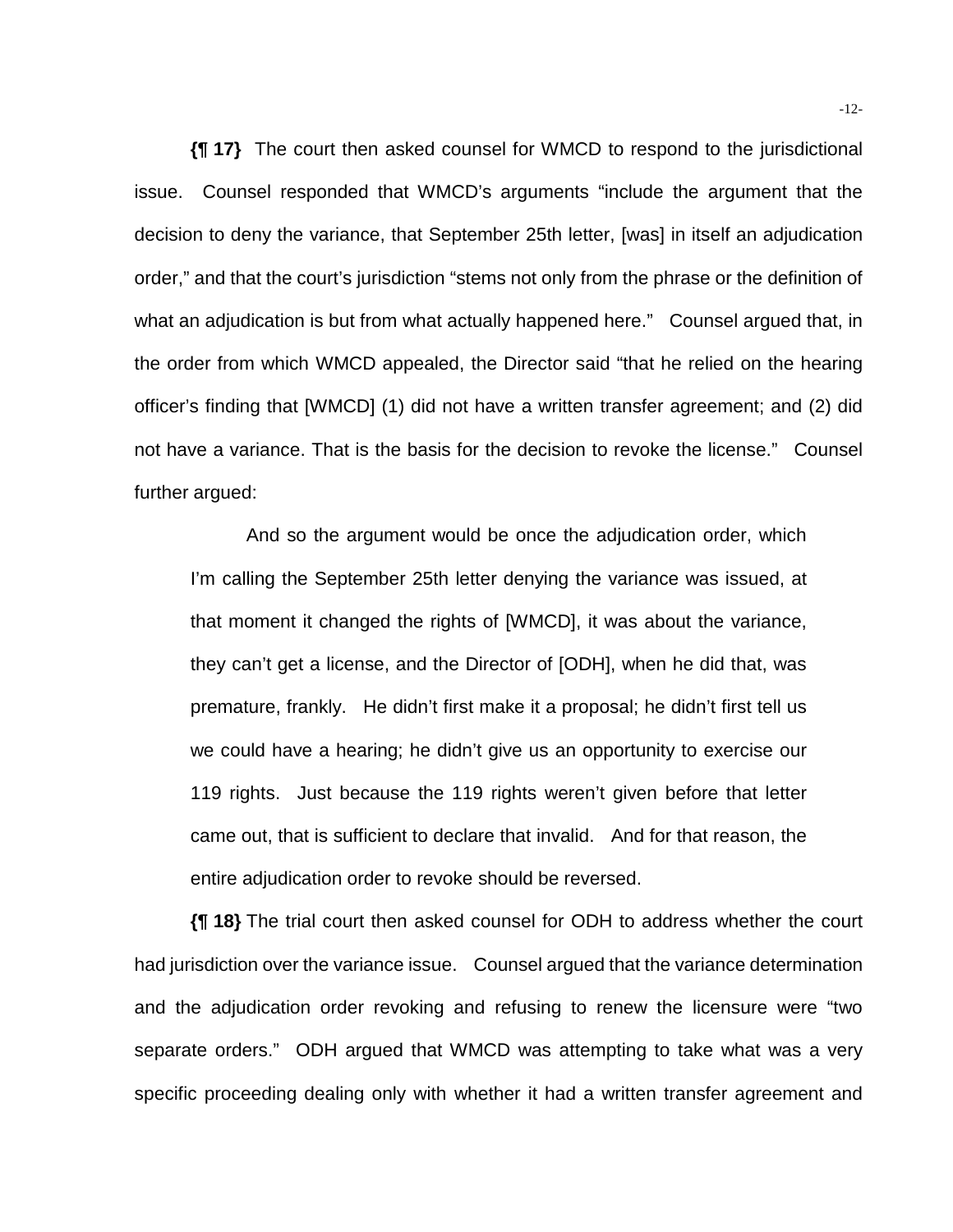**{¶ 17}** The court then asked counsel for WMCD to respond to the jurisdictional issue. Counsel responded that WMCD's arguments "include the argument that the decision to deny the variance, that September 25th letter, [was] in itself an adjudication order," and that the court's jurisdiction "stems not only from the phrase or the definition of what an adjudication is but from what actually happened here." Counsel argued that, in the order from which WMCD appealed, the Director said "that he relied on the hearing officer's finding that [WMCD] (1) did not have a written transfer agreement; and (2) did not have a variance. That is the basis for the decision to revoke the license." Counsel further argued:

> And so the argument would be once the adjudication order, which I'm calling the September 25th letter denying the variance was issued, at that moment it changed the rights of [WMCD], it was about the variance, they can't get a license, and the Director of [ODH], when he did that, was premature, frankly. He didn't first make it a proposal; he didn't first tell us we could have a hearing; he didn't give us an opportunity to exercise our 119 rights. Just because the 119 rights weren't given before that letter came out, that is sufficient to declare that invalid. And for that reason, the entire adjudication order to revoke should be reversed.

**{¶ 18}** The trial court then asked counsel for ODH to address whether the court had jurisdiction over the variance issue. Counsel argued that the variance determination and the adjudication order revoking and refusing to renew the licensure were "two separate orders." ODH argued that WMCD was attempting to take what was a very specific proceeding dealing only with whether it had a written transfer agreement and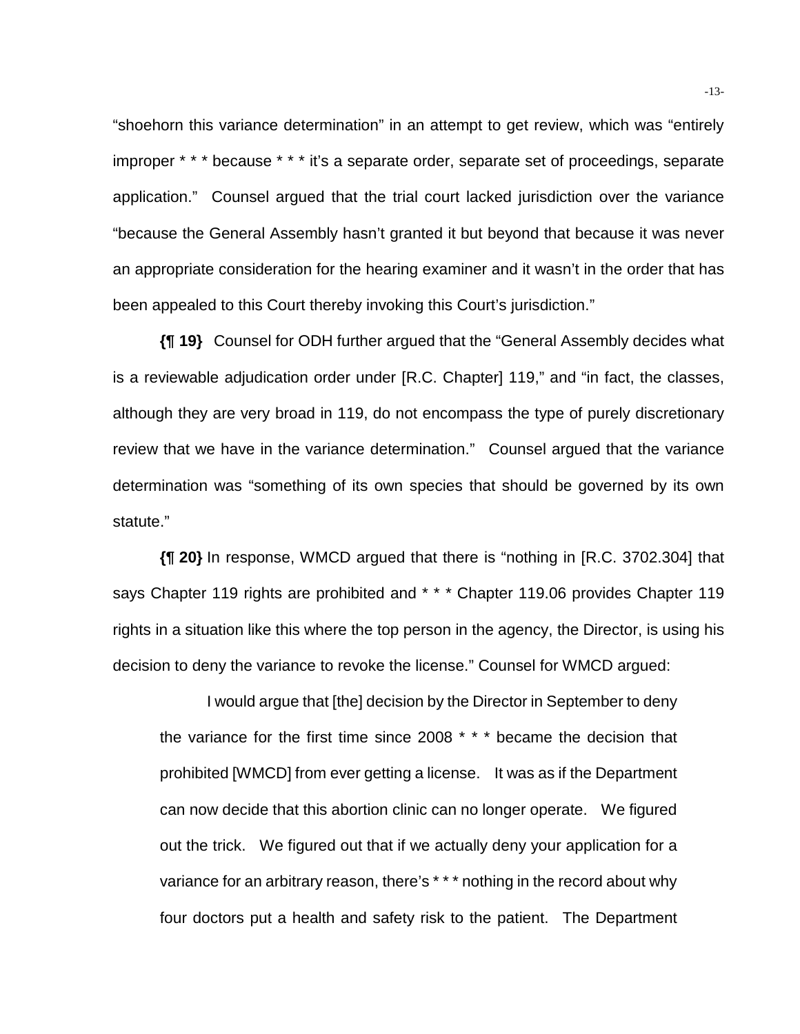"shoehorn this variance determination" in an attempt to get review, which was "entirely improper * * * because * * * it's a separate order, separate set of proceedings, separate application." Counsel argued that the trial court lacked jurisdiction over the variance "because the General Assembly hasn't granted it but beyond that because it was never an appropriate consideration for the hearing examiner and it wasn't in the order that has been appealed to this Court thereby invoking this Court's jurisdiction."

**{¶ 19}** Counsel for ODH further argued that the "General Assembly decides what is a reviewable adjudication order under [R.C. Chapter] 119," and "in fact, the classes, although they are very broad in 119, do not encompass the type of purely discretionary review that we have in the variance determination." Counsel argued that the variance determination was "something of its own species that should be governed by its own statute."

**{¶ 20}** In response, WMCD argued that there is "nothing in [R.C. 3702.304] that says Chapter 119 rights are prohibited and * * * Chapter 119.06 provides Chapter 119 rights in a situation like this where the top person in the agency, the Director, is using his decision to deny the variance to revoke the license." Counsel for WMCD argued:

> I would argue that [the] decision by the Director in September to deny the variance for the first time since 2008 * * * became the decision that prohibited [WMCD] from ever getting a license. It was as if the Department can now decide that this abortion clinic can no longer operate. We figured out the trick. We figured out that if we actually deny your application for a variance for an arbitrary reason, there's * * * nothing in the record about why four doctors put a health and safety risk to the patient. The Department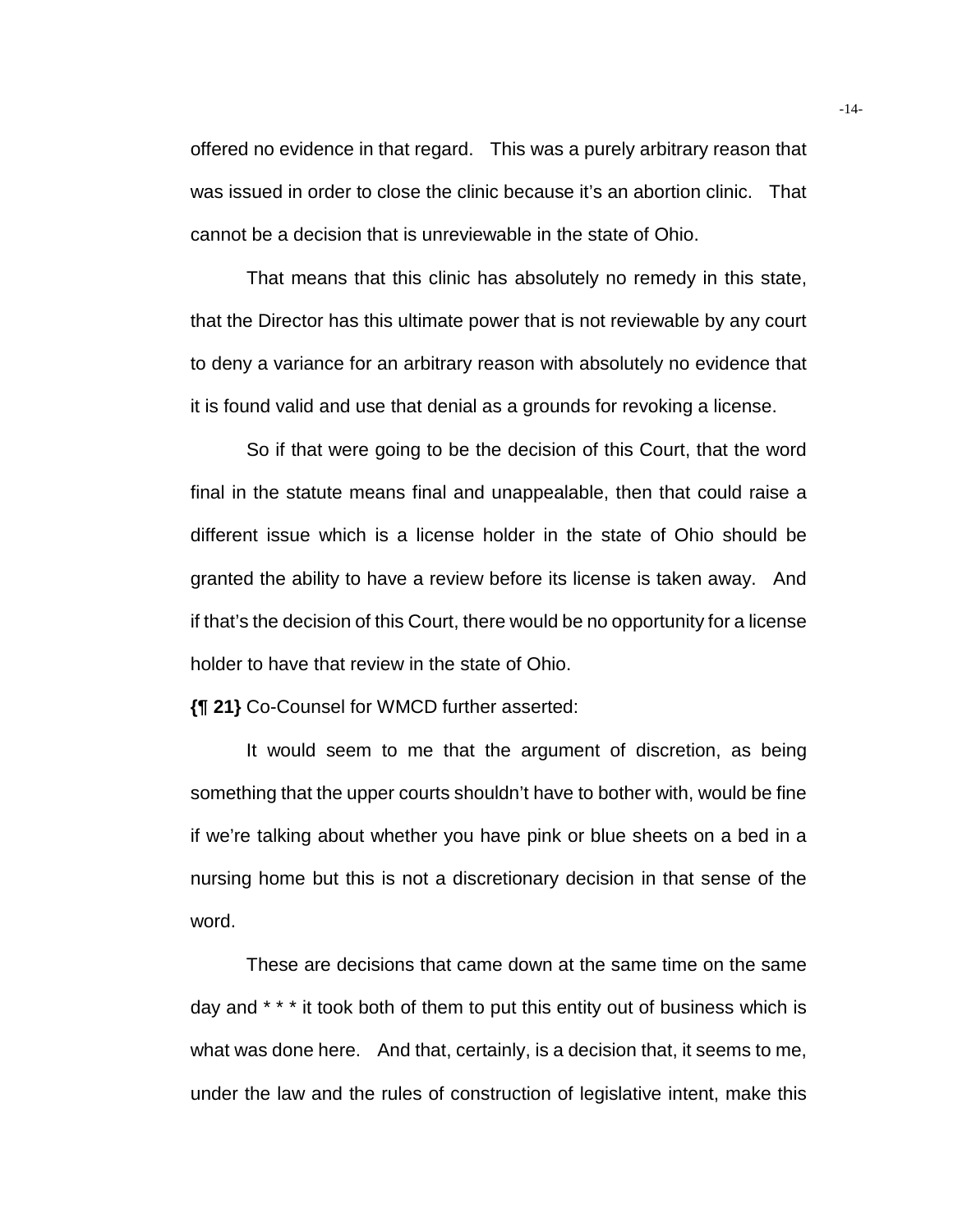offered no evidence in that regard. This was a purely arbitrary reason that was issued in order to close the clinic because it's an abortion clinic. That cannot be a decision that is unreviewable in the state of Ohio.

That means that this clinic has absolutely no remedy in this state, that the Director has this ultimate power that is not reviewable by any court to deny a variance for an arbitrary reason with absolutely no evidence that it is found valid and use that denial as a grounds for revoking a license.

So if that were going to be the decision of this Court, that the word final in the statute means final and unappealable, then that could raise a different issue which is a license holder in the state of Ohio should be granted the ability to have a review before its license is taken away. And if that's the decision of this Court, there would be no opportunity for a license holder to have that review in the state of Ohio.

**{¶ 21}** Co-Counsel for WMCD further asserted:

It would seem to me that the argument of discretion, as being something that the upper courts shouldn't have to bother with, would be fine if we're talking about whether you have pink or blue sheets on a bed in a nursing home but this is not a discretionary decision in that sense of the word.

These are decisions that came down at the same time on the same day and * * * it took both of them to put this entity out of business which is what was done here. And that, certainly, is a decision that, it seems to me, under the law and the rules of construction of legislative intent, make this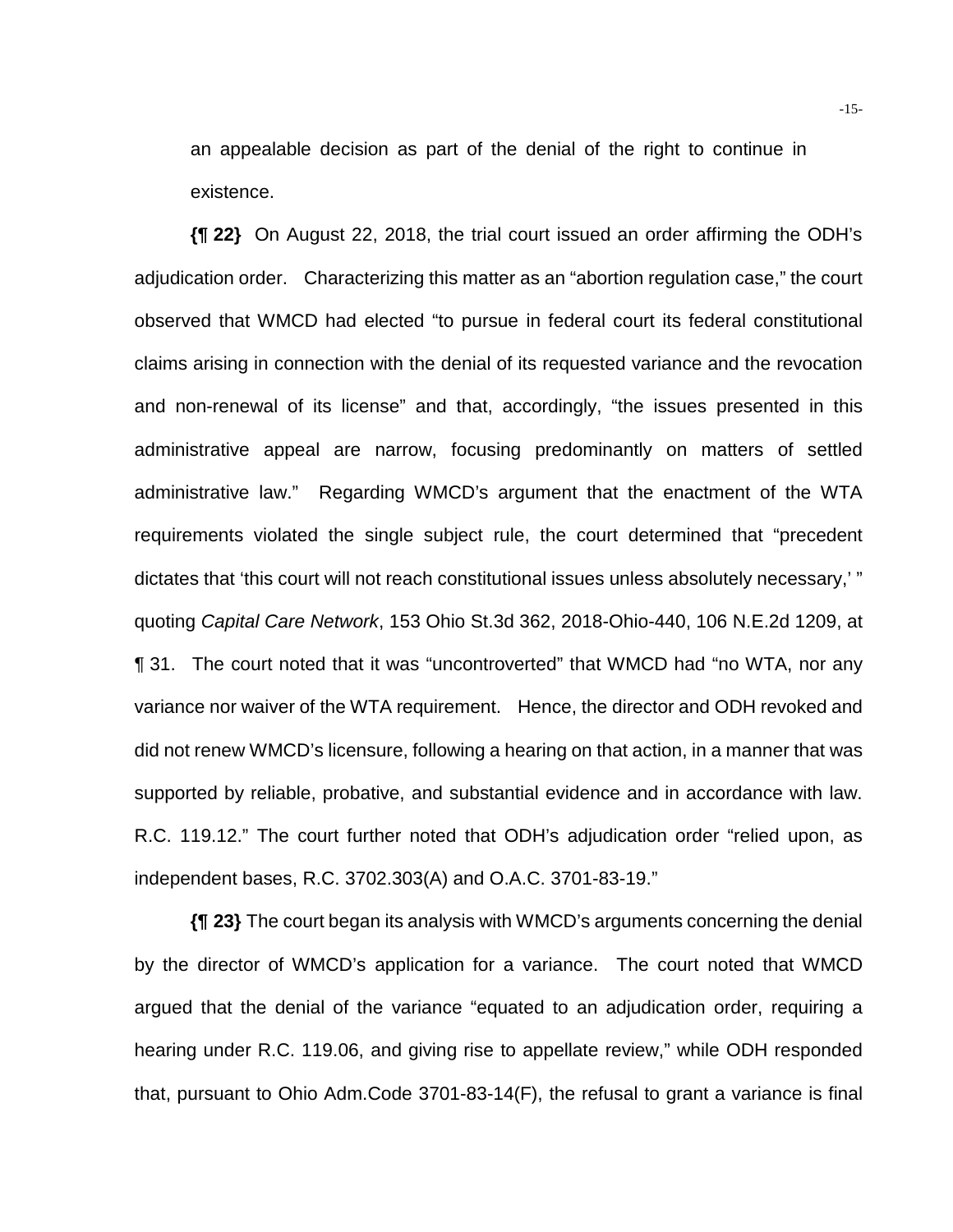an appealable decision as part of the denial of the right to continue in existence.

**{¶ 22}** On August 22, 2018, the trial court issued an order affirming the ODH's adjudication order. Characterizing this matter as an "abortion regulation case," the court observed that WMCD had elected "to pursue in federal court its federal constitutional claims arising in connection with the denial of its requested variance and the revocation and non-renewal of its license" and that, accordingly, "the issues presented in this administrative appeal are narrow, focusing predominantly on matters of settled administrative law." Regarding WMCD's argument that the enactment of the WTA requirements violated the single subject rule, the court determined that "precedent dictates that 'this court will not reach constitutional issues unless absolutely necessary,' " quoting *Capital Care Network*, 153 Ohio St.3d 362, 2018-Ohio-440, 106 N.E.2d 1209, at ¶ 31. The court noted that it was "uncontroverted" that WMCD had "no WTA, nor any variance nor waiver of the WTA requirement. Hence, the director and ODH revoked and did not renew WMCD's licensure, following a hearing on that action, in a manner that was supported by reliable, probative, and substantial evidence and in accordance with law. R.C. 119.12." The court further noted that ODH's adjudication order "relied upon, as independent bases, R.C. 3702.303(A) and O.A.C. 3701-83-19."

**{¶ 23}** The court began its analysis with WMCD's arguments concerning the denial by the director of WMCD's application for a variance. The court noted that WMCD argued that the denial of the variance "equated to an adjudication order, requiring a hearing under R.C. 119.06, and giving rise to appellate review," while ODH responded that, pursuant to Ohio Adm.Code 3701-83-14(F), the refusal to grant a variance is final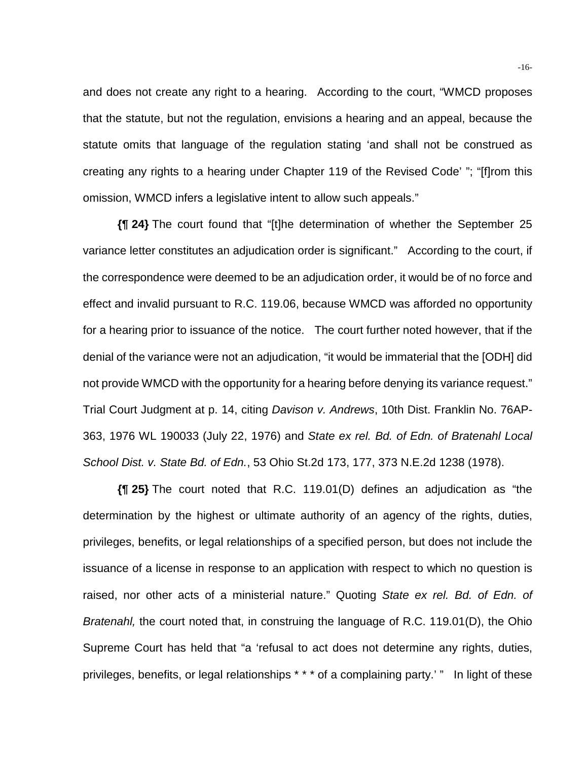and does not create any right to a hearing. According to the court, "WMCD proposes that the statute, but not the regulation, envisions a hearing and an appeal, because the statute omits that language of the regulation stating 'and shall not be construed as creating any rights to a hearing under Chapter 119 of the Revised Code' "; "[f]rom this omission, WMCD infers a legislative intent to allow such appeals."

**{¶ 24}** The court found that "[t]he determination of whether the September 25 variance letter constitutes an adjudication order is significant." According to the court, if the correspondence were deemed to be an adjudication order, it would be of no force and effect and invalid pursuant to R.C. 119.06, because WMCD was afforded no opportunity for a hearing prior to issuance of the notice. The court further noted however, that if the denial of the variance were not an adjudication, "it would be immaterial that the [ODH] did not provide WMCD with the opportunity for a hearing before denying its variance request." Trial Court Judgment at p. 14, citing *Davison v. Andrews*, 10th Dist. Franklin No. 76AP-363, 1976 WL 190033 (July 22, 1976) and *State ex rel. Bd. of Edn. of Bratenahl Local School Dist. v. State Bd. of Edn.*, 53 Ohio St.2d 173, 177, 373 N.E.2d 1238 (1978).

**{¶ 25}** The court noted that R.C. 119.01(D) defines an adjudication as "the determination by the highest or ultimate authority of an agency of the rights, duties, privileges, benefits, or legal relationships of a specified person, but does not include the issuance of a license in response to an application with respect to which no question is raised, nor other acts of a ministerial nature." Quoting *State ex rel. Bd. of Edn. of Bratenahl,* the court noted that, in construing the language of R.C. 119.01(D), the Ohio Supreme Court has held that "a 'refusal to act does not determine any rights, duties, privileges, benefits, or legal relationships * * * of a complaining party.' " In light of these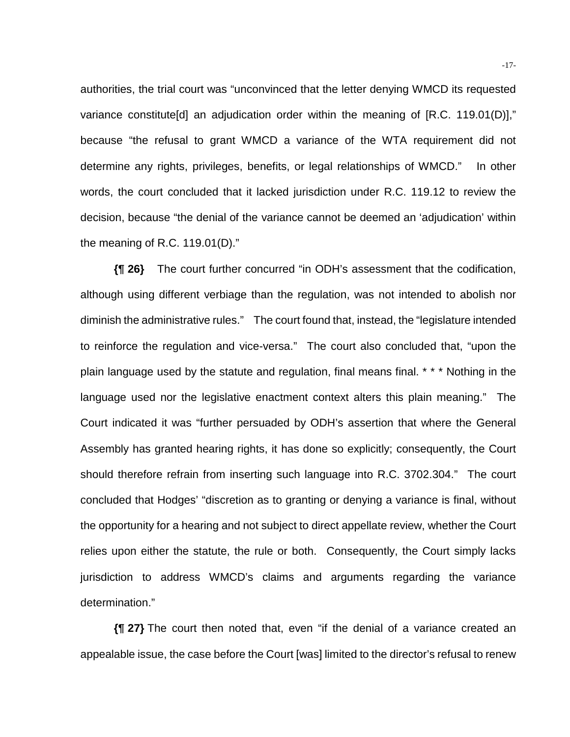authorities, the trial court was "unconvinced that the letter denying WMCD its requested variance constitute[d] an adjudication order within the meaning of [R.C. 119.01(D)]," because "the refusal to grant WMCD a variance of the WTA requirement did not determine any rights, privileges, benefits, or legal relationships of WMCD." In other words, the court concluded that it lacked jurisdiction under R.C. 119.12 to review the decision, because "the denial of the variance cannot be deemed an 'adjudication' within the meaning of R.C. 119.01(D)."

**{¶ 26}** The court further concurred "in ODH's assessment that the codification, although using different verbiage than the regulation, was not intended to abolish nor diminish the administrative rules." The court found that, instead, the "legislature intended to reinforce the regulation and vice-versa." The court also concluded that, "upon the plain language used by the statute and regulation, final means final. * * * Nothing in the language used nor the legislative enactment context alters this plain meaning." The Court indicated it was "further persuaded by ODH's assertion that where the General Assembly has granted hearing rights, it has done so explicitly; consequently, the Court should therefore refrain from inserting such language into R.C. 3702.304." The court concluded that Hodges' "discretion as to granting or denying a variance is final, without the opportunity for a hearing and not subject to direct appellate review, whether the Court relies upon either the statute, the rule or both. Consequently, the Court simply lacks jurisdiction to address WMCD's claims and arguments regarding the variance determination."

**{¶ 27}** The court then noted that, even "if the denial of a variance created an appealable issue, the case before the Court [was] limited to the director's refusal to renew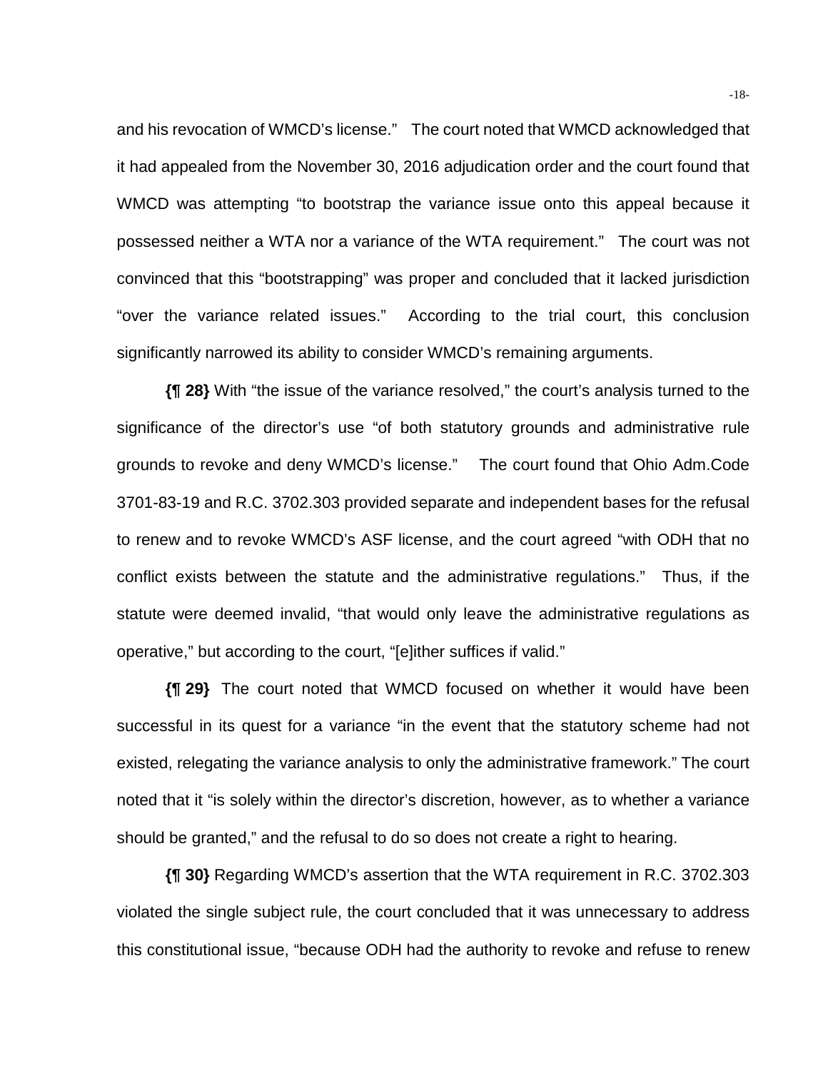and his revocation of WMCD's license." The court noted that WMCD acknowledged that it had appealed from the November 30, 2016 adjudication order and the court found that WMCD was attempting "to bootstrap the variance issue onto this appeal because it possessed neither a WTA nor a variance of the WTA requirement." The court was not convinced that this "bootstrapping" was proper and concluded that it lacked jurisdiction "over the variance related issues." According to the trial court, this conclusion significantly narrowed its ability to consider WMCD's remaining arguments.

**{¶ 28}** With "the issue of the variance resolved," the court's analysis turned to the significance of the director's use "of both statutory grounds and administrative rule grounds to revoke and deny WMCD's license." The court found that Ohio Adm.Code 3701-83-19 and R.C. 3702.303 provided separate and independent bases for the refusal to renew and to revoke WMCD's ASF license, and the court agreed "with ODH that no conflict exists between the statute and the administrative regulations." Thus, if the statute were deemed invalid, "that would only leave the administrative regulations as operative," but according to the court, "[e]ither suffices if valid."

**{¶ 29}** The court noted that WMCD focused on whether it would have been successful in its quest for a variance "in the event that the statutory scheme had not existed, relegating the variance analysis to only the administrative framework." The court noted that it "is solely within the director's discretion, however, as to whether a variance should be granted," and the refusal to do so does not create a right to hearing.

**{¶ 30}** Regarding WMCD's assertion that the WTA requirement in R.C. 3702.303 violated the single subject rule, the court concluded that it was unnecessary to address this constitutional issue, "because ODH had the authority to revoke and refuse to renew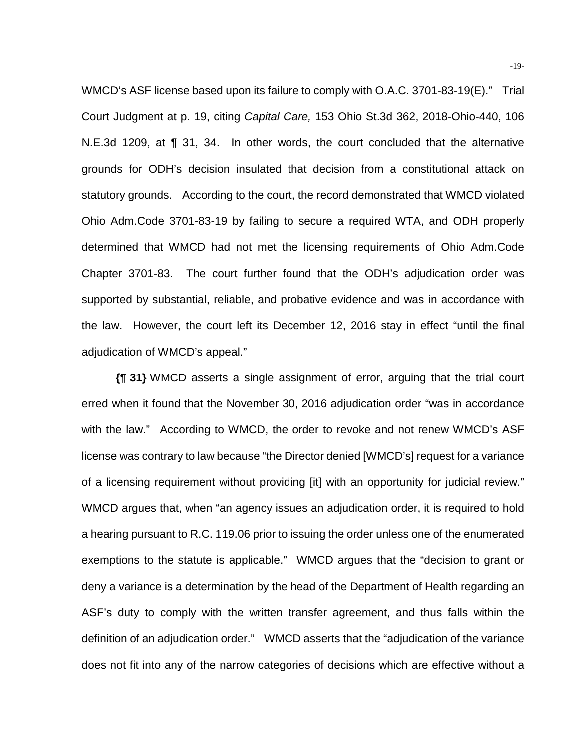WMCD's ASF license based upon its failure to comply with O.A.C. 3701-83-19(E)." Trial Court Judgment at p. 19, citing *Capital Care,* 153 Ohio St.3d 362, 2018-Ohio-440, 106 N.E.3d 1209, at ¶ 31, 34. In other words, the court concluded that the alternative grounds for ODH's decision insulated that decision from a constitutional attack on statutory grounds. According to the court, the record demonstrated that WMCD violated Ohio Adm.Code 3701-83-19 by failing to secure a required WTA, and ODH properly determined that WMCD had not met the licensing requirements of Ohio Adm.Code Chapter 3701-83. The court further found that the ODH's adjudication order was supported by substantial, reliable, and probative evidence and was in accordance with the law. However, the court left its December 12, 2016 stay in effect "until the final adjudication of WMCD's appeal."

**{¶ 31}** WMCD asserts a single assignment of error, arguing that the trial court erred when it found that the November 30, 2016 adjudication order "was in accordance with the law." According to WMCD, the order to revoke and not renew WMCD's ASF license was contrary to law because "the Director denied [WMCD's] request for a variance of a licensing requirement without providing [it] with an opportunity for judicial review." WMCD argues that, when "an agency issues an adjudication order, it is required to hold a hearing pursuant to R.C. 119.06 prior to issuing the order unless one of the enumerated exemptions to the statute is applicable." WMCD argues that the "decision to grant or deny a variance is a determination by the head of the Department of Health regarding an ASF's duty to comply with the written transfer agreement, and thus falls within the definition of an adjudication order." WMCD asserts that the "adjudication of the variance does not fit into any of the narrow categories of decisions which are effective without a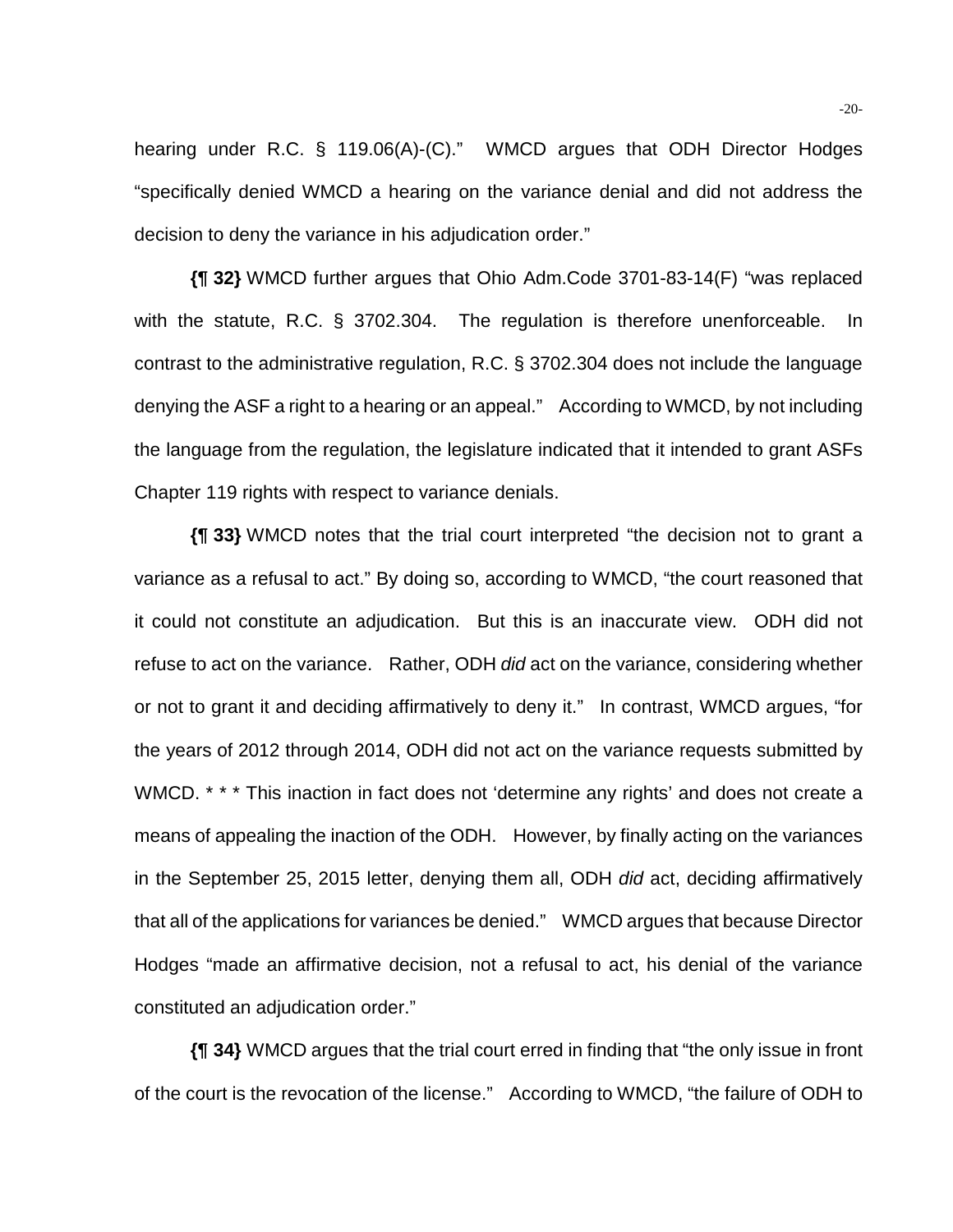hearing under R.C. § 119.06(A)-(C)." WMCD argues that ODH Director Hodges "specifically denied WMCD a hearing on the variance denial and did not address the decision to deny the variance in his adjudication order."

**{¶ 32}** WMCD further argues that Ohio Adm.Code 3701-83-14(F) "was replaced with the statute, R.C. § 3702.304. The regulation is therefore unenforceable. In contrast to the administrative regulation, R.C. § 3702.304 does not include the language denying the ASF a right to a hearing or an appeal." According to WMCD, by not including the language from the regulation, the legislature indicated that it intended to grant ASFs Chapter 119 rights with respect to variance denials.

**{¶ 33}** WMCD notes that the trial court interpreted "the decision not to grant a variance as a refusal to act." By doing so, according to WMCD, "the court reasoned that it could not constitute an adjudication. But this is an inaccurate view. ODH did not refuse to act on the variance. Rather, ODH *did* act on the variance, considering whether or not to grant it and deciding affirmatively to deny it." In contrast, WMCD argues, "for the years of 2012 through 2014, ODH did not act on the variance requests submitted by WMCD. * * * This inaction in fact does not 'determine any rights' and does not create a means of appealing the inaction of the ODH. However, by finally acting on the variances in the September 25, 2015 letter, denying them all, ODH *did* act, deciding affirmatively that all of the applications for variances be denied." WMCD argues that because Director Hodges "made an affirmative decision, not a refusal to act, his denial of the variance constituted an adjudication order."

**{¶ 34}** WMCD argues that the trial court erred in finding that "the only issue in front of the court is the revocation of the license." According to WMCD, "the failure of ODH to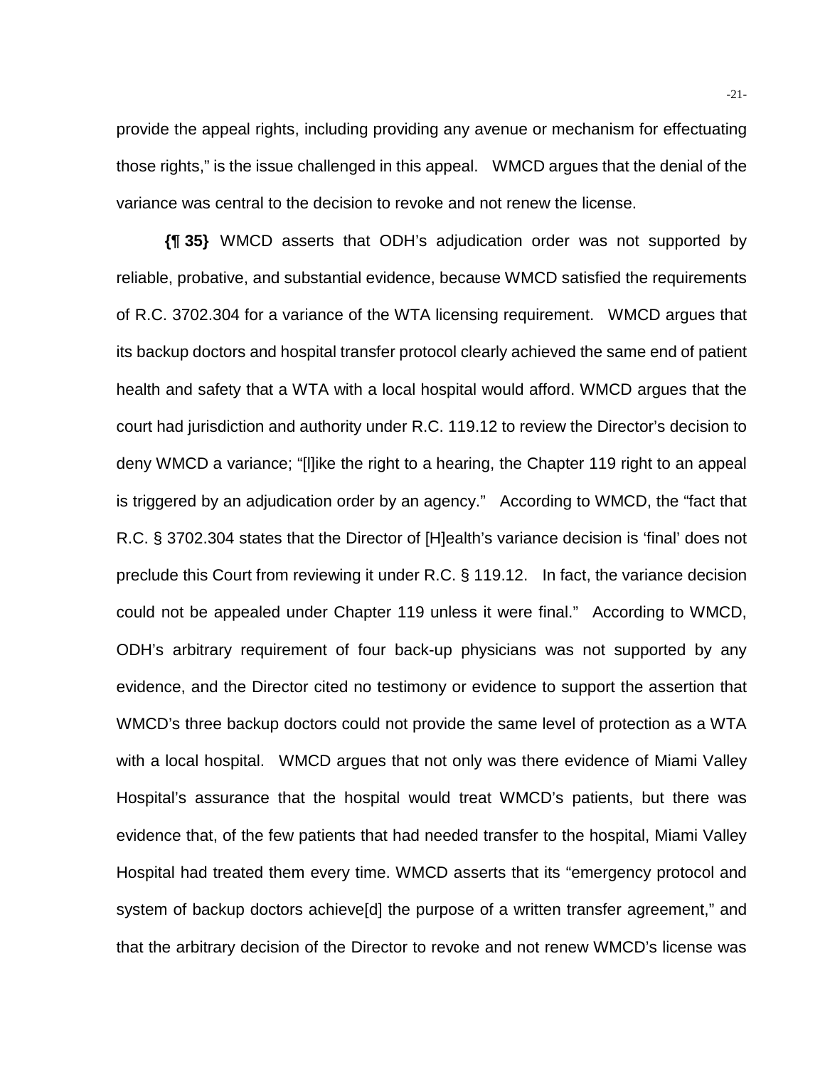provide the appeal rights, including providing any avenue or mechanism for effectuating those rights," is the issue challenged in this appeal. WMCD argues that the denial of the variance was central to the decision to revoke and not renew the license.

**{¶ 35}** WMCD asserts that ODH's adjudication order was not supported by reliable, probative, and substantial evidence, because WMCD satisfied the requirements of R.C. 3702.304 for a variance of the WTA licensing requirement. WMCD argues that its backup doctors and hospital transfer protocol clearly achieved the same end of patient health and safety that a WTA with a local hospital would afford. WMCD argues that the court had jurisdiction and authority under R.C. 119.12 to review the Director's decision to deny WMCD a variance; "[l]ike the right to a hearing, the Chapter 119 right to an appeal is triggered by an adjudication order by an agency." According to WMCD, the "fact that R.C. § 3702.304 states that the Director of [H]ealth's variance decision is 'final' does not preclude this Court from reviewing it under R.C. § 119.12. In fact, the variance decision could not be appealed under Chapter 119 unless it were final." According to WMCD, ODH's arbitrary requirement of four back-up physicians was not supported by any evidence, and the Director cited no testimony or evidence to support the assertion that WMCD's three backup doctors could not provide the same level of protection as a WTA with a local hospital. WMCD argues that not only was there evidence of Miami Valley Hospital's assurance that the hospital would treat WMCD's patients, but there was evidence that, of the few patients that had needed transfer to the hospital, Miami Valley Hospital had treated them every time. WMCD asserts that its "emergency protocol and system of backup doctors achieve[d] the purpose of a written transfer agreement," and that the arbitrary decision of the Director to revoke and not renew WMCD's license was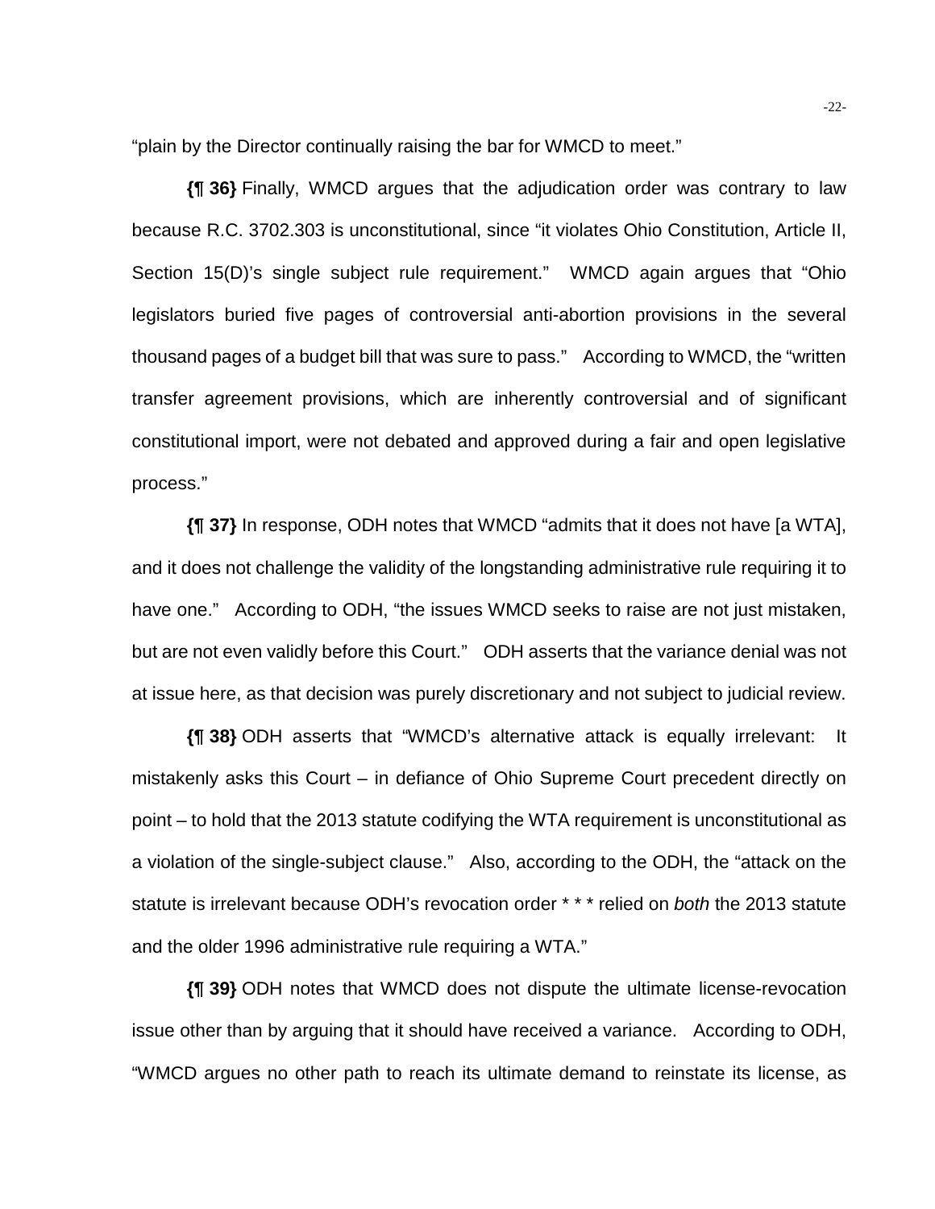"plain by the Director continually raising the bar for WMCD to meet."

**{¶ 36}** Finally, WMCD argues that the adjudication order was contrary to law because R.C. 3702.303 is unconstitutional, since "it violates Ohio Constitution, Article II, Section 15(D)'s single subject rule requirement." WMCD again argues that "Ohio legislators buried five pages of controversial anti-abortion provisions in the several thousand pages of a budget bill that was sure to pass." According to WMCD, the "written transfer agreement provisions, which are inherently controversial and of significant constitutional import, were not debated and approved during a fair and open legislative process."

**{¶ 37}** In response, ODH notes that WMCD "admits that it does not have [a WTA], and it does not challenge the validity of the longstanding administrative rule requiring it to have one." According to ODH, "the issues WMCD seeks to raise are not just mistaken, but are not even validly before this Court." ODH asserts that the variance denial was not at issue here, as that decision was purely discretionary and not subject to judicial review.

**{¶ 38}** ODH asserts that "WMCD's alternative attack is equally irrelevant: It mistakenly asks this Court – in defiance of Ohio Supreme Court precedent directly on point – to hold that the 2013 statute codifying the WTA requirement is unconstitutional as a violation of the single-subject clause." Also, according to the ODH, the "attack on the statute is irrelevant because ODH's revocation order * * * relied on *both* the 2013 statute and the older 1996 administrative rule requiring a WTA."

**{¶ 39}** ODH notes that WMCD does not dispute the ultimate license-revocation issue other than by arguing that it should have received a variance. According to ODH, "WMCD argues no other path to reach its ultimate demand to reinstate its license, as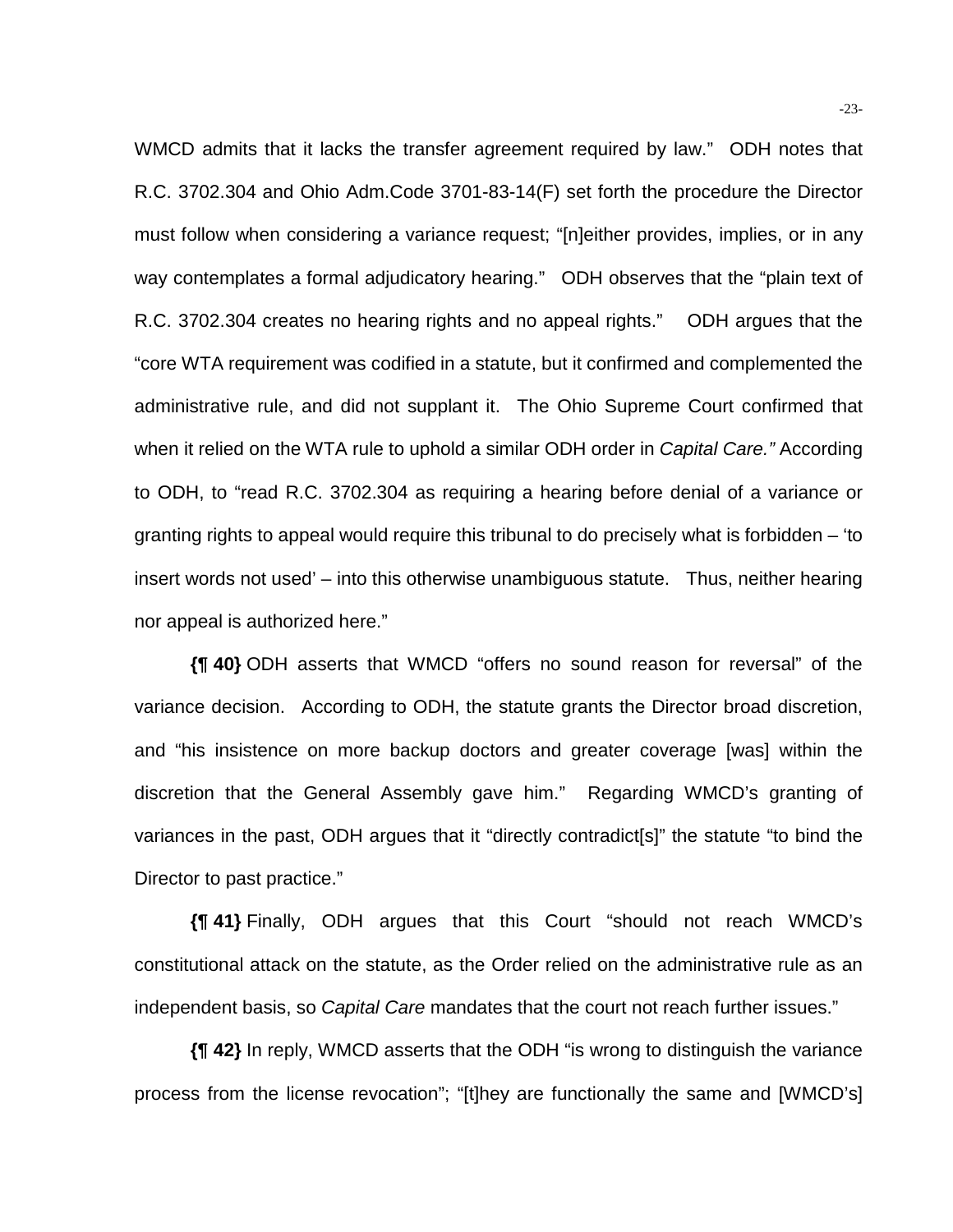WMCD admits that it lacks the transfer agreement required by law." ODH notes that R.C. 3702.304 and Ohio Adm.Code 3701-83-14(F) set forth the procedure the Director must follow when considering a variance request; "[n]either provides, implies, or in any way contemplates a formal adjudicatory hearing." ODH observes that the "plain text of R.C. 3702.304 creates no hearing rights and no appeal rights." ODH argues that the "core WTA requirement was codified in a statute, but it confirmed and complemented the administrative rule, and did not supplant it. The Ohio Supreme Court confirmed that when it relied on the WTA rule to uphold a similar ODH order in *Capital Care."* According to ODH, to "read R.C. 3702.304 as requiring a hearing before denial of a variance or granting rights to appeal would require this tribunal to do precisely what is forbidden – 'to insert words not used' – into this otherwise unambiguous statute. Thus, neither hearing nor appeal is authorized here."

**{¶ 40}** ODH asserts that WMCD "offers no sound reason for reversal" of the variance decision. According to ODH, the statute grants the Director broad discretion, and "his insistence on more backup doctors and greater coverage [was] within the discretion that the General Assembly gave him." Regarding WMCD's granting of variances in the past, ODH argues that it "directly contradict[s]" the statute "to bind the Director to past practice."

**{¶ 41}** Finally, ODH argues that this Court "should not reach WMCD's constitutional attack on the statute, as the Order relied on the administrative rule as an independent basis, so *Capital Care* mandates that the court not reach further issues."

**{¶ 42}** In reply, WMCD asserts that the ODH "is wrong to distinguish the variance process from the license revocation"; "[t]hey are functionally the same and [WMCD's]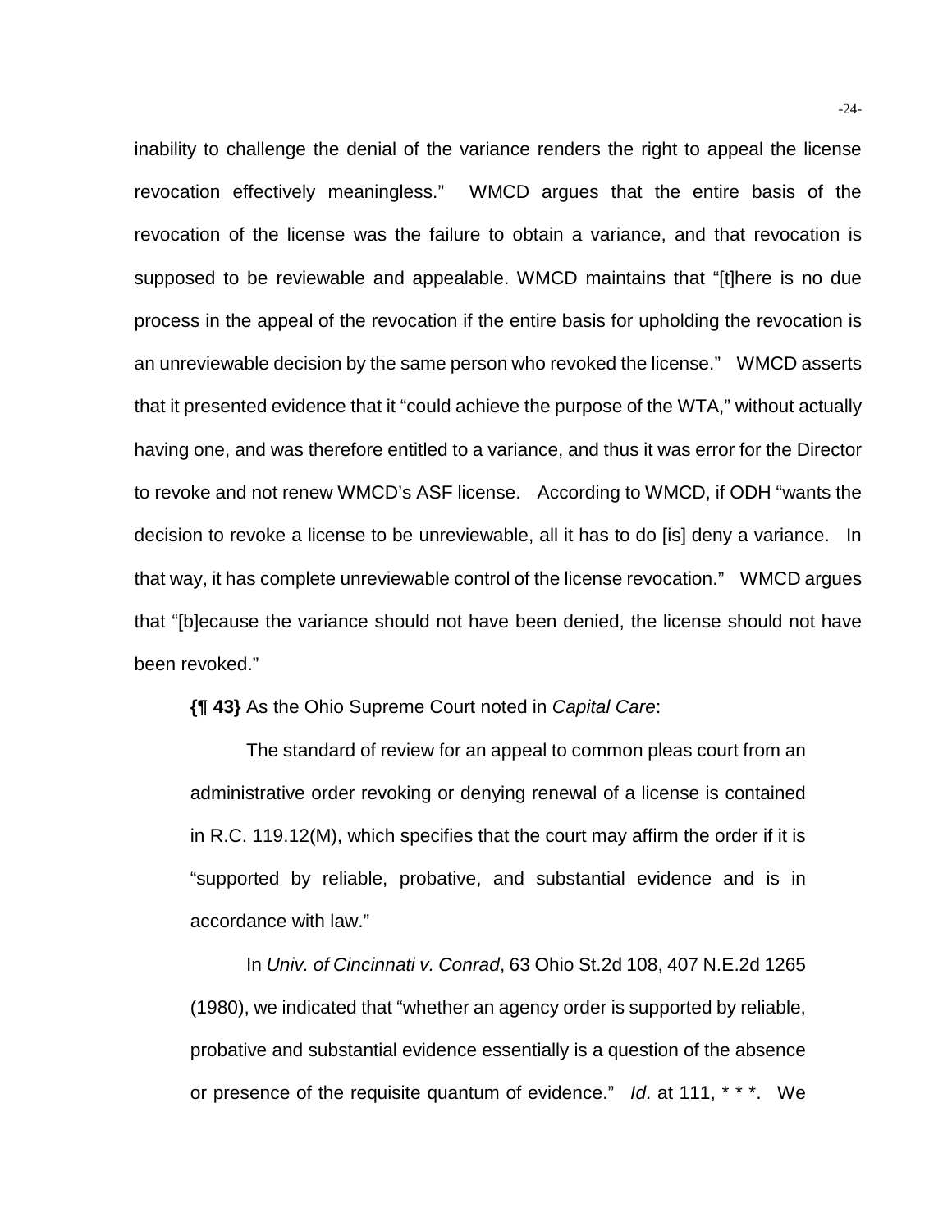inability to challenge the denial of the variance renders the right to appeal the license revocation effectively meaningless." WMCD argues that the entire basis of the revocation of the license was the failure to obtain a variance, and that revocation is supposed to be reviewable and appealable. WMCD maintains that "[t]here is no due process in the appeal of the revocation if the entire basis for upholding the revocation is an unreviewable decision by the same person who revoked the license." WMCD asserts that it presented evidence that it "could achieve the purpose of the WTA," without actually having one, and was therefore entitled to a variance, and thus it was error for the Director to revoke and not renew WMCD's ASF license. According to WMCD, if ODH "wants the decision to revoke a license to be unreviewable, all it has to do [is] deny a variance. In that way, it has complete unreviewable control of the license revocation." WMCD argues that "[b]ecause the variance should not have been denied, the license should not have been revoked."

**{¶ 43}** As the Ohio Supreme Court noted in *Capital Care*:

> The standard of review for an appeal to common pleas court from an administrative order revoking or denying renewal of a license is contained in R.C. 119.12(M), which specifies that the court may affirm the order if it is "supported by reliable, probative, and substantial evidence and is in accordance with law."
>
> In *Univ. of Cincinnati v. Conrad*, 63 Ohio St.2d 108, 407 N.E.2d 1265 (1980), we indicated that "whether an agency order is supported by reliable, probative and substantial evidence essentially is a question of the absence or presence of the requisite quantum of evidence." *Id*. at 111, * * *. We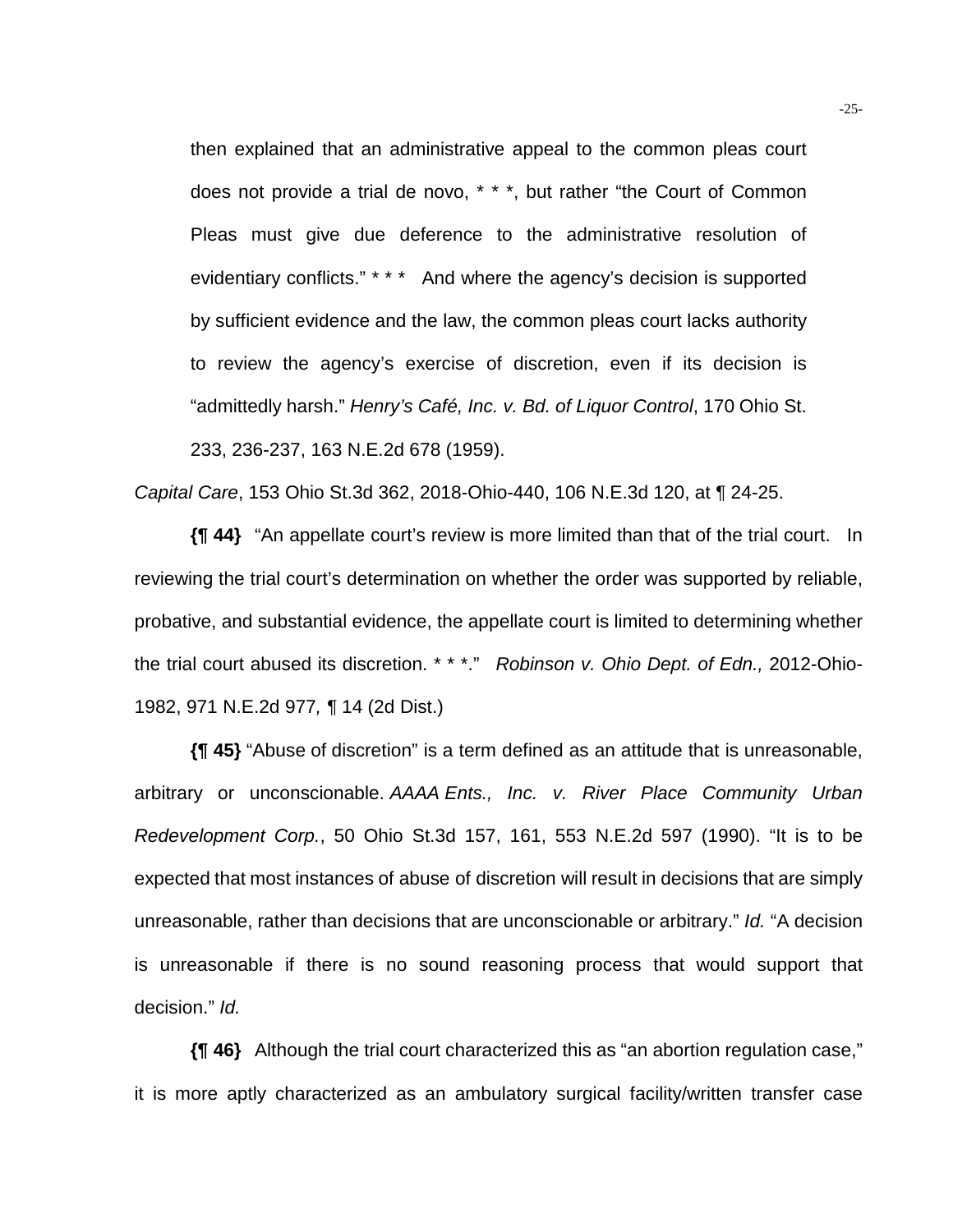> then explained that an administrative appeal to the common pleas court does not provide a trial de novo, * * *, but rather "the Court of Common Pleas must give due deference to the administrative resolution of evidentiary conflicts." * * * And where the agency's decision is supported by sufficient evidence and the law, the common pleas court lacks authority to review the agency's exercise of discretion, even if its decision is "admittedly harsh." *Henry's Café, Inc. v. Bd. of Liquor Control*, 170 Ohio St. 233, 236-237, 163 N.E.2d 678 (1959).

*Capital Care*, 153 Ohio St.3d 362, 2018-Ohio-440, 106 N.E.3d 120, at ¶ 24-25.

**{¶ 44}** "An appellate court's review is more limited than that of the trial court. In reviewing the trial court's determination on whether the order was supported by reliable, probative, and substantial evidence, the appellate court is limited to determining whether the trial court abused its discretion. * * *." *Robinson v. Ohio Dept. of Edn.,* 2012-Ohio-1982, 971 N.E.2d 977*,* ¶ 14 (2d Dist.)

**{¶ 45}** "Abuse of discretion" is a term defined as an attitude that is unreasonable, arbitrary or unconscionable. *AAAA Ents., Inc. v. River Place Community Urban Redevelopment Corp.*, 50 Ohio St.3d 157, 161, 553 N.E.2d 597 (1990). "It is to be expected that most instances of abuse of discretion will result in decisions that are simply unreasonable, rather than decisions that are unconscionable or arbitrary." *Id.* "A decision is unreasonable if there is no sound reasoning process that would support that decision." *Id.*

**{¶ 46}** Although the trial court characterized this as "an abortion regulation case," it is more aptly characterized as an ambulatory surgical facility/written transfer case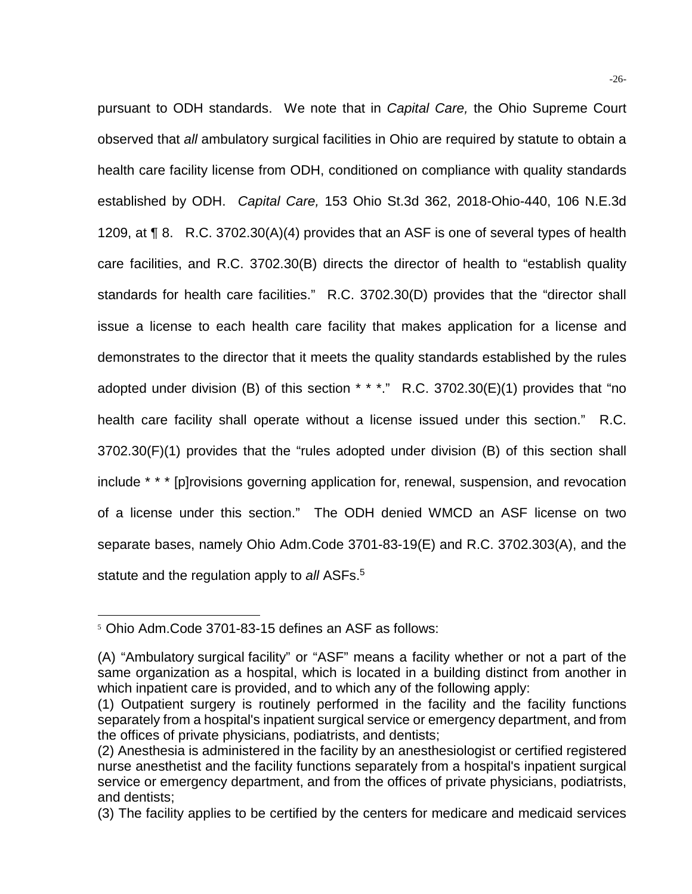pursuant to ODH standards. We note that in *Capital Care,* the Ohio Supreme Court observed that *all* ambulatory surgical facilities in Ohio are required by statute to obtain a health care facility license from ODH, conditioned on compliance with quality standards established by ODH. *Capital Care,* 153 Ohio St.3d 362, 2018-Ohio-440, 106 N.E.3d 1209, at ¶ 8. R.C. 3702.30(A)(4) provides that an ASF is one of several types of health care facilities, and R.C. 3702.30(B) directs the director of health to "establish quality standards for health care facilities." R.C. 3702.30(D) provides that the "director shall issue a license to each health care facility that makes application for a license and demonstrates to the director that it meets the quality standards established by the rules adopted under division (B) of this section * * *." R.C. 3702.30(E)(1) provides that "no health care facility shall operate without a license issued under this section." R.C. 3702.30(F)(1) provides that the "rules adopted under division (B) of this section shall include * * * [p]rovisions governing application for, renewal, suspension, and revocation of a license under this section." The ODH denied WMCD an ASF license on two separate bases, namely Ohio Adm.Code 3701-83-19(E) and R.C. 3702.303(A), and the statute and the regulation apply to *all* ASFs.[5]

---

[5] Ohio Adm.Code 3701-83-15 defines an ASF as follows:

(A) "Ambulatory surgical facility" or "ASF" means a facility whether or not a part of the same organization as a hospital, which is located in a building distinct from another in which inpatient care is provided, and to which any of the following apply:
(1) Outpatient surgery is routinely performed in the facility and the facility functions separately from a hospital's inpatient surgical service or emergency department, and from the offices of private physicians, podiatrists, and dentists;
(2) Anesthesia is administered in the facility by an anesthesiologist or certified registered nurse anesthetist and the facility functions separately from a hospital's inpatient surgical service or emergency department, and from the offices of private physicians, podiatrists, and dentists;
(3) The facility applies to be certified by the centers for medicare and medicaid services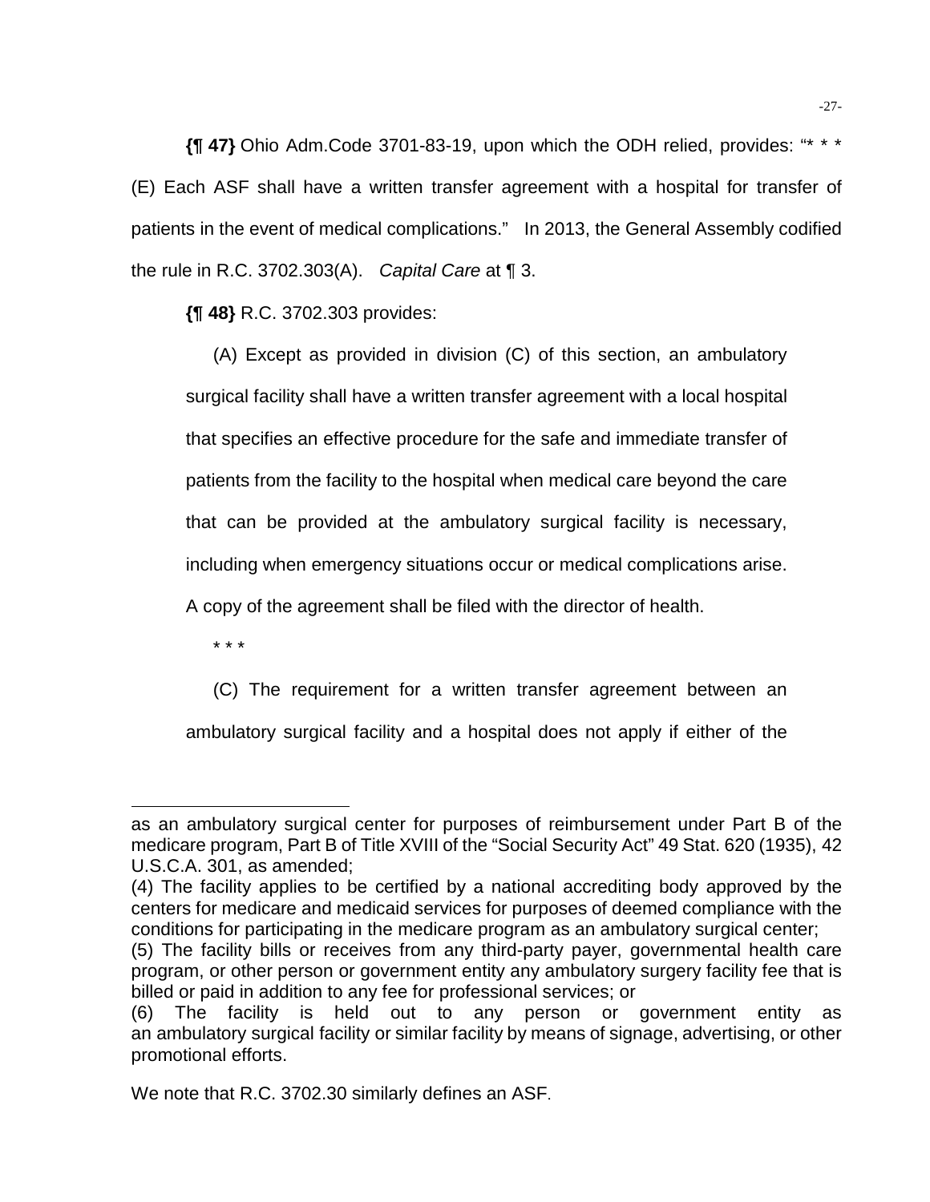**{¶ 47}** Ohio Adm.Code 3701-83-19, upon which the ODH relied, provides: "* * * (E) Each ASF shall have a written transfer agreement with a hospital for transfer of patients in the event of medical complications." In 2013, the General Assembly codified the rule in R.C. 3702.303(A). *Capital Care* at ¶ 3.

**{¶ 48}** R.C. 3702.303 provides:

> (A) Except as provided in division (C) of this section, an ambulatory surgical facility shall have a written transfer agreement with a local hospital that specifies an effective procedure for the safe and immediate transfer of patients from the facility to the hospital when medical care beyond the care that can be provided at the ambulatory surgical facility is necessary, including when emergency situations occur or medical complications arise. A copy of the agreement shall be filed with the director of health.
>
> * * *
>
> (C) The requirement for a written transfer agreement between an ambulatory surgical facility and a hospital does not apply if either of the

---

as an ambulatory surgical center for purposes of reimbursement under Part B of the medicare program, Part B of Title XVIII of the "Social Security Act" 49 Stat. 620 (1935), 42 U.S.C.A. 301, as amended;
(4) The facility applies to be certified by a national accrediting body approved by the centers for medicare and medicaid services for purposes of deemed compliance with the conditions for participating in the medicare program as an ambulatory surgical center;
(5) The facility bills or receives from any third-party payer, governmental health care program, or other person or government entity any ambulatory surgery facility fee that is billed or paid in addition to any fee for professional services; or
(6) The facility is held out to any person or government entity as an ambulatory surgical facility or similar facility by means of signage, advertising, or other promotional efforts.

We note that R.C. 3702.30 similarly defines an ASF.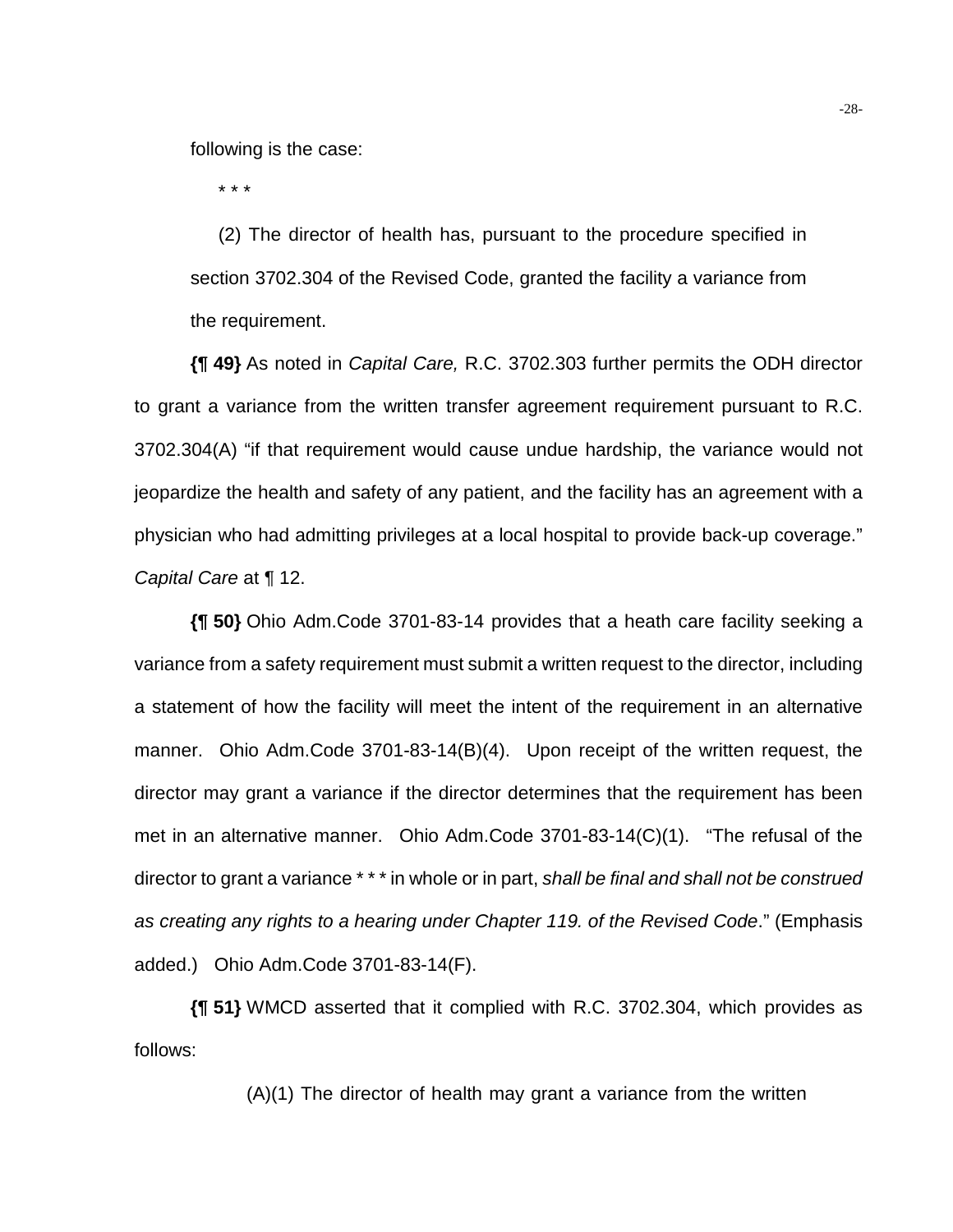following is the case:

> \* \* \*
>
> (2) The director of health has, pursuant to the procedure specified in section 3702.304 of the Revised Code, granted the facility a variance from the requirement.

**{¶ 49}** As noted in *Capital Care,* R.C. 3702.303 further permits the ODH director to grant a variance from the written transfer agreement requirement pursuant to R.C. 3702.304(A) "if that requirement would cause undue hardship, the variance would not jeopardize the health and safety of any patient, and the facility has an agreement with a physician who had admitting privileges at a local hospital to provide back-up coverage." *Capital Care* at ¶ 12.

**{¶ 50}** Ohio Adm.Code 3701-83-14 provides that a heath care facility seeking a variance from a safety requirement must submit a written request to the director, including a statement of how the facility will meet the intent of the requirement in an alternative manner. Ohio Adm.Code 3701-83-14(B)(4). Upon receipt of the written request, the director may grant a variance if the director determines that the requirement has been met in an alternative manner. Ohio Adm.Code 3701-83-14(C)(1). "The refusal of the director to grant a variance \* \* \* in whole or in part, *shall be final and shall not be construed as creating any rights to a hearing under Chapter 119. of the Revised Code*." (Emphasis added.) Ohio Adm.Code 3701-83-14(F).

**{¶ 51}** WMCD asserted that it complied with R.C. 3702.304, which provides as follows:

> (A)(1) The director of health may grant a variance from the written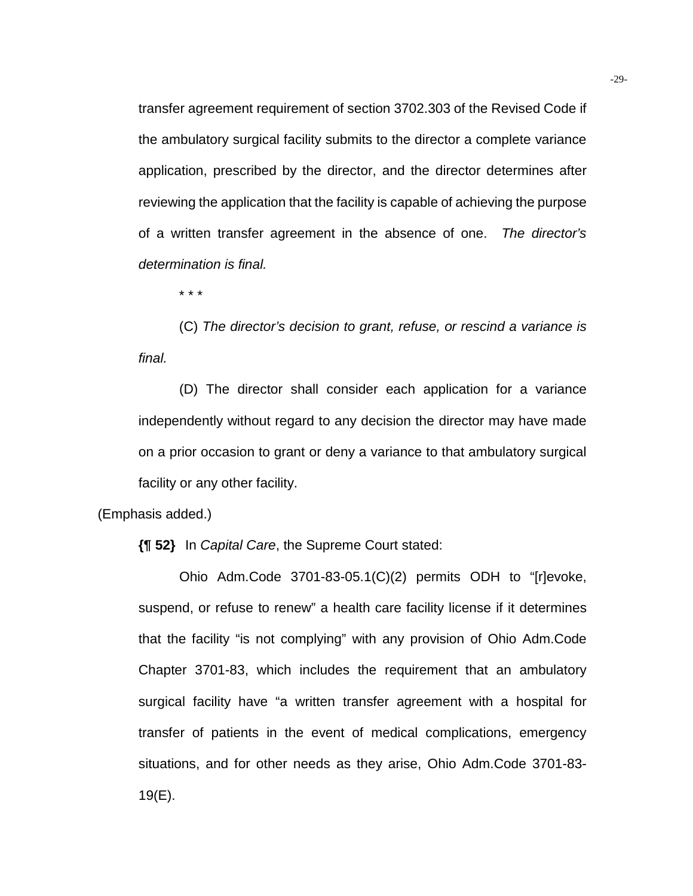> transfer agreement requirement of section 3702.303 of the Revised Code if the ambulatory surgical facility submits to the director a complete variance application, prescribed by the director, and the director determines after reviewing the application that the facility is capable of achieving the purpose of a written transfer agreement in the absence of one. *The director's determination is final.*
>
> * * *
>
> (C) *The director's decision to grant, refuse, or rescind a variance is final.*
>
> (D) The director shall consider each application for a variance independently without regard to any decision the director may have made on a prior occasion to grant or deny a variance to that ambulatory surgical facility or any other facility.

(Emphasis added.)

**{¶ 52}** In *Capital Care*, the Supreme Court stated:

> Ohio Adm.Code 3701-83-05.1(C)(2) permits ODH to "[r]evoke, suspend, or refuse to renew" a health care facility license if it determines that the facility "is not complying" with any provision of Ohio Adm.Code Chapter 3701-83, which includes the requirement that an ambulatory surgical facility have "a written transfer agreement with a hospital for transfer of patients in the event of medical complications, emergency situations, and for other needs as they arise, Ohio Adm.Code 3701-83-19(E).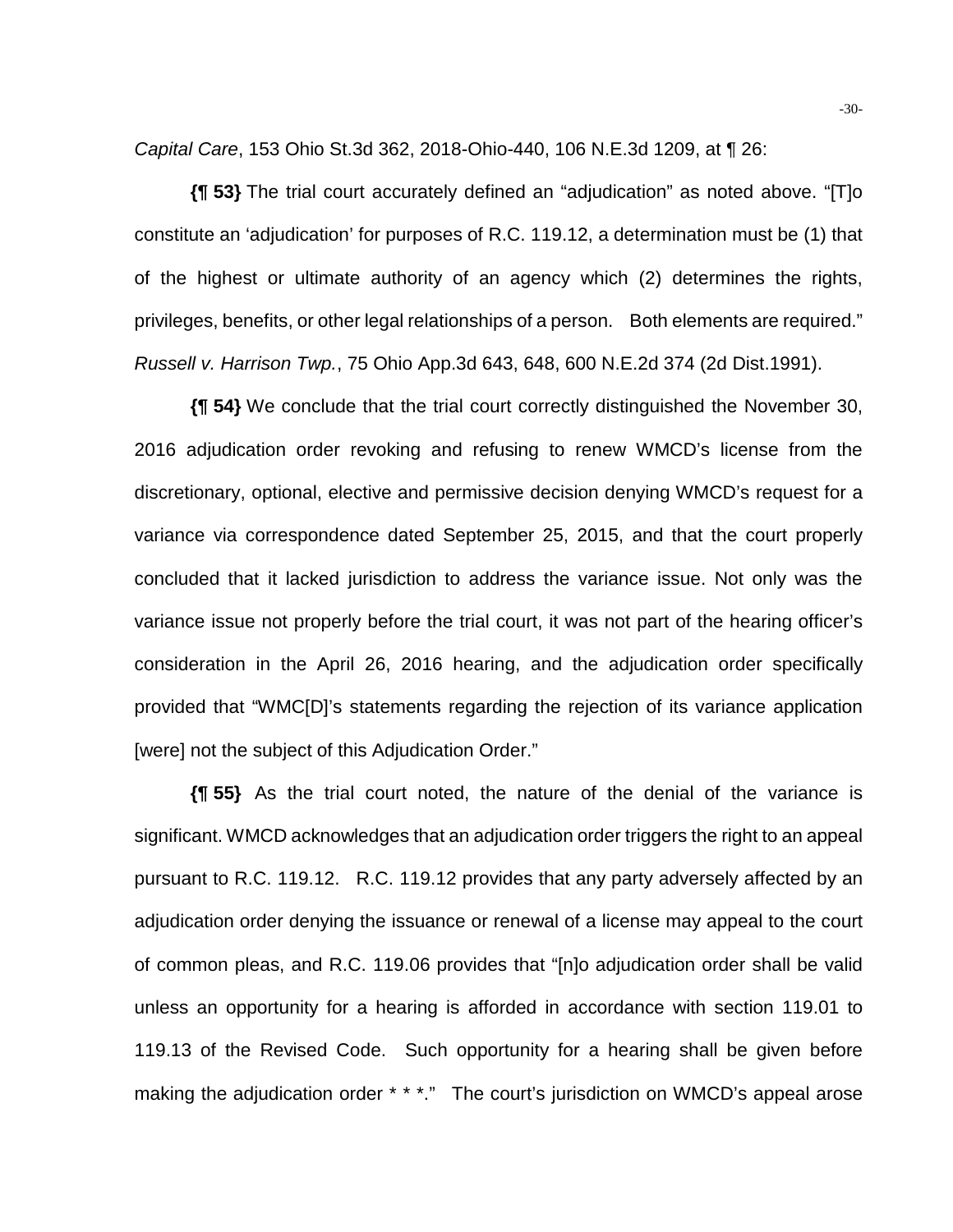*Capital Care*, 153 Ohio St.3d 362, 2018-Ohio-440, 106 N.E.3d 1209, at ¶ 26:

**{¶ 53}** The trial court accurately defined an "adjudication" as noted above. "[T]o constitute an 'adjudication' for purposes of R.C. 119.12, a determination must be (1) that of the highest or ultimate authority of an agency which (2) determines the rights, privileges, benefits, or other legal relationships of a person. Both elements are required." *Russell v. Harrison Twp.*, 75 Ohio App.3d 643, 648, 600 N.E.2d 374 (2d Dist.1991).

**{¶ 54}** We conclude that the trial court correctly distinguished the November 30, 2016 adjudication order revoking and refusing to renew WMCD's license from the discretionary, optional, elective and permissive decision denying WMCD's request for a variance via correspondence dated September 25, 2015, and that the court properly concluded that it lacked jurisdiction to address the variance issue. Not only was the variance issue not properly before the trial court, it was not part of the hearing officer's consideration in the April 26, 2016 hearing, and the adjudication order specifically provided that "WMC[D]'s statements regarding the rejection of its variance application [were] not the subject of this Adjudication Order."

**{¶ 55}** As the trial court noted, the nature of the denial of the variance is significant. WMCD acknowledges that an adjudication order triggers the right to an appeal pursuant to R.C. 119.12. R.C. 119.12 provides that any party adversely affected by an adjudication order denying the issuance or renewal of a license may appeal to the court of common pleas, and R.C. 119.06 provides that "[n]o adjudication order shall be valid unless an opportunity for a hearing is afforded in accordance with section 119.01 to 119.13 of the Revised Code. Such opportunity for a hearing shall be given before making the adjudication order * * *." The court's jurisdiction on WMCD's appeal arose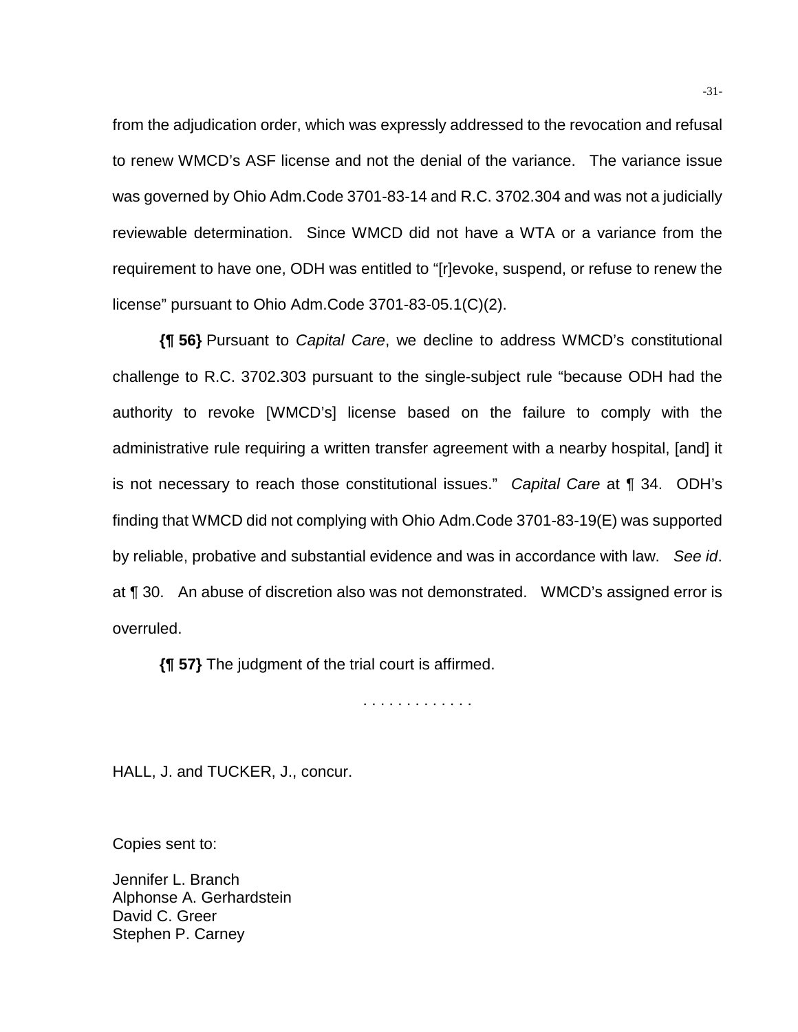from the adjudication order, which was expressly addressed to the revocation and refusal to renew WMCD's ASF license and not the denial of the variance. The variance issue was governed by Ohio Adm.Code 3701-83-14 and R.C. 3702.304 and was not a judicially reviewable determination. Since WMCD did not have a WTA or a variance from the requirement to have one, ODH was entitled to "[r]evoke, suspend, or refuse to renew the license" pursuant to Ohio Adm.Code 3701-83-05.1(C)(2).

**{¶ 56}** Pursuant to *Capital Care*, we decline to address WMCD's constitutional challenge to R.C. 3702.303 pursuant to the single-subject rule "because ODH had the authority to revoke [WMCD's] license based on the failure to comply with the administrative rule requiring a written transfer agreement with a nearby hospital, [and] it is not necessary to reach those constitutional issues." *Capital Care* at ¶ 34. ODH's finding that WMCD did not complying with Ohio Adm.Code 3701-83-19(E) was supported by reliable, probative and substantial evidence and was in accordance with law. *See id*. at ¶ 30. An abuse of discretion also was not demonstrated. WMCD's assigned error is overruled.

**{¶ 57}** The judgment of the trial court is affirmed.

. . . . . . . . . . . . .

HALL, J. and TUCKER, J., concur.

Copies sent to:

Jennifer L. Branch
Alphonse A. Gerhardstein
David C. Greer
Stephen P. Carney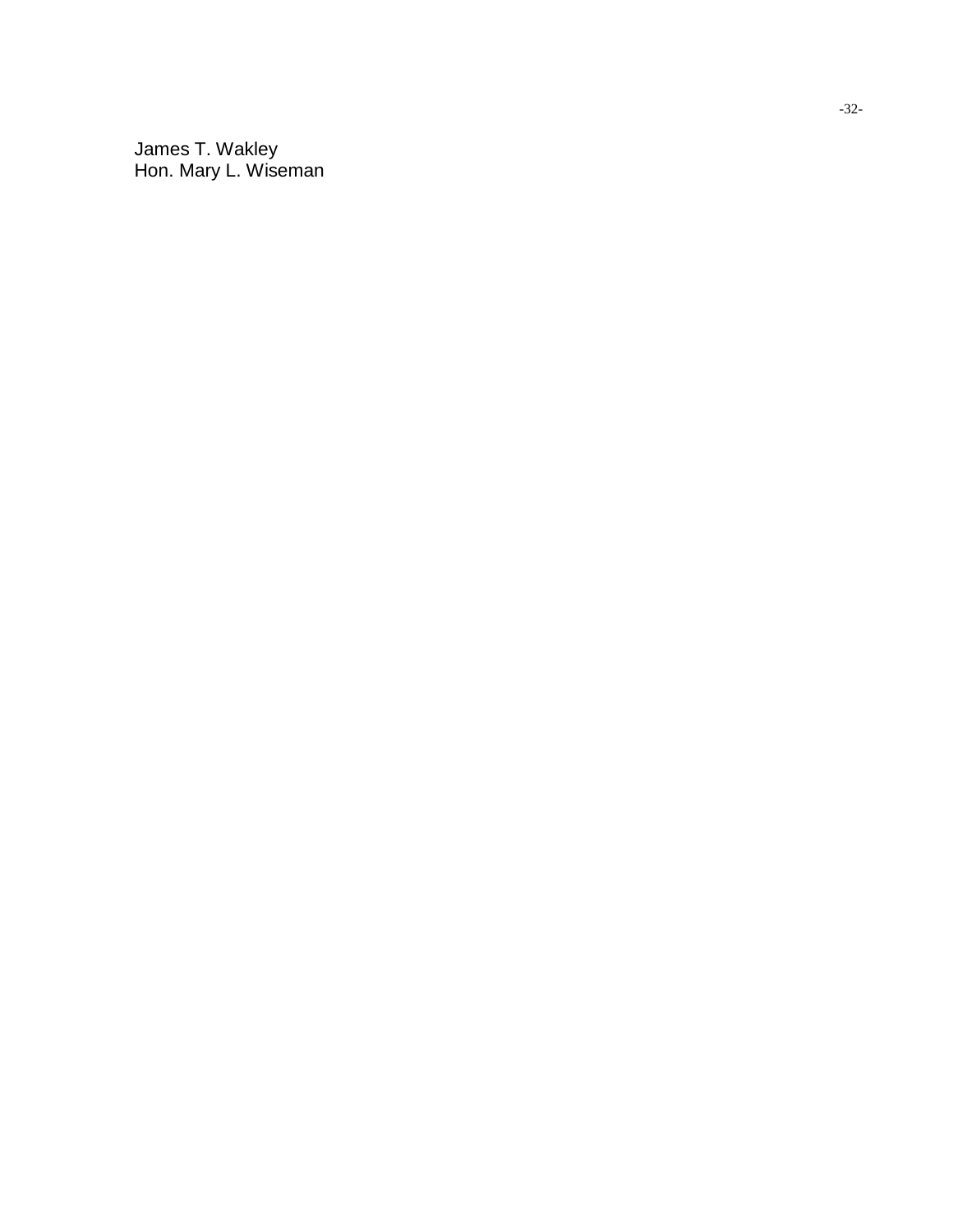James T. Wakley
Hon. Mary L. Wiseman